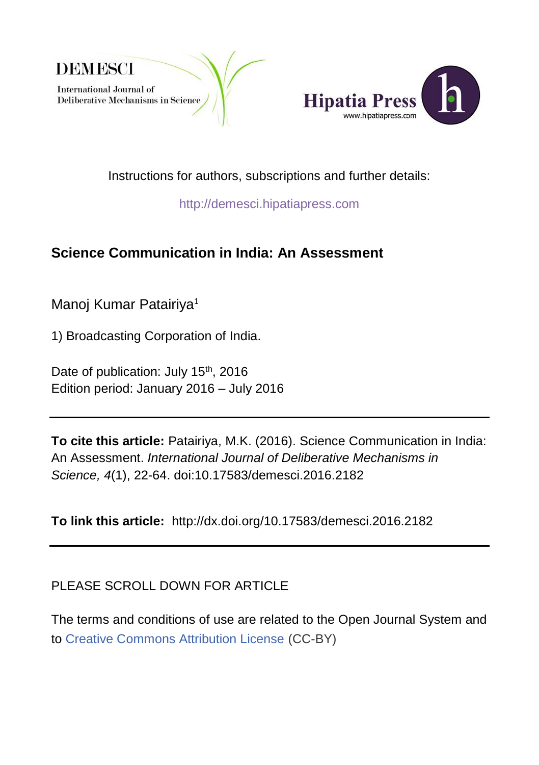DEMESCI

International Journal of Deliberative Mechanisms in Science

Hipatia Press
www.hipatiapress.com

Instructions for authors, subscriptions and further details:

http://demesci.hipatiapress.com

# Science Communication in India: An Assessment

Manoj Kumar Patairiya[1]

1) Broadcasting Corporation of India.

Date of publication: July 15th, 2016
Edition period: January 2016 – July 2016

---

**To cite this article:** Patairiya, M.K. (2016). Science Communication in India: An Assessment. *International Journal of Deliberative Mechanisms in Science, 4*(1), 22-64. doi:10.17583/demesci.2016.2182

**To link this article:** http://dx.doi.org/10.17583/demesci.2016.2182

---

PLEASE SCROLL DOWN FOR ARTICLE

The terms and conditions of use are related to the Open Journal System and to Creative Commons Attribution License (CC-BY)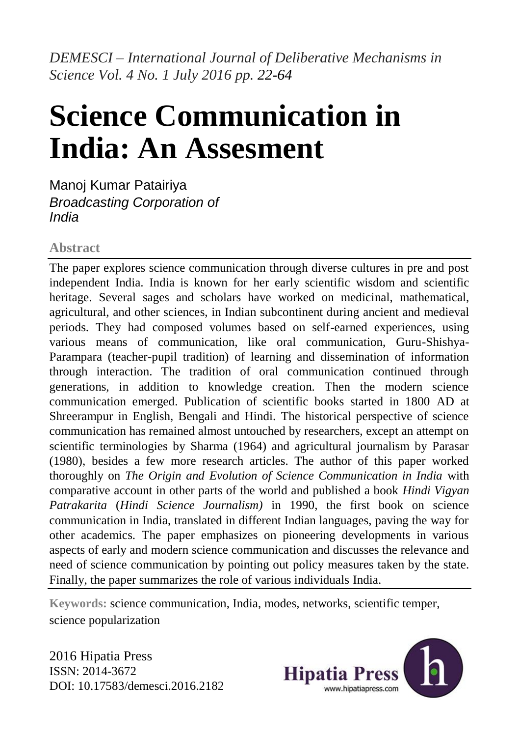*DEMESCI – International Journal of Deliberative Mechanisms in Science Vol. 4 No. 1 July 2016 pp. 22-64*

# Science Communication in India: An Assesment

Manoj Kumar Patairiya
*Broadcasting Corporation of India*

**Abstract**

The paper explores science communication through diverse cultures in pre and post independent India. India is known for her early scientific wisdom and scientific heritage. Several sages and scholars have worked on medicinal, mathematical, agricultural, and other sciences, in Indian subcontinent during ancient and medieval periods. They had composed volumes based on self-earned experiences, using various means of communication, like oral communication, Guru-Shishya-Parampara (teacher-pupil tradition) of learning and dissemination of information through interaction. The tradition of oral communication continued through generations, in addition to knowledge creation. Then the modern science communication emerged. Publication of scientific books started in 1800 AD at Shreerampur in English, Bengali and Hindi. The historical perspective of science communication has remained almost untouched by researchers, except an attempt on scientific terminologies by Sharma (1964) and agricultural journalism by Parasar (1980), besides a few more research articles. The author of this paper worked thoroughly on *The Origin and Evolution of Science Communication in India* with comparative account in other parts of the world and published a book *Hindi Vigyan Patrakarita* (*Hindi Science Journalism)* in 1990, the first book on science communication in India, translated in different Indian languages, paving the way for other academics. The paper emphasizes on pioneering developments in various aspects of early and modern science communication and discusses the relevance and need of science communication by pointing out policy measures taken by the state. Finally, the paper summarizes the role of various individuals India.

**Keywords:** science communication, India, modes, networks, scientific temper, science popularization

2016 Hipatia Press
ISSN: 2014-3672
DOI: 10.17583/demesci.2016.2182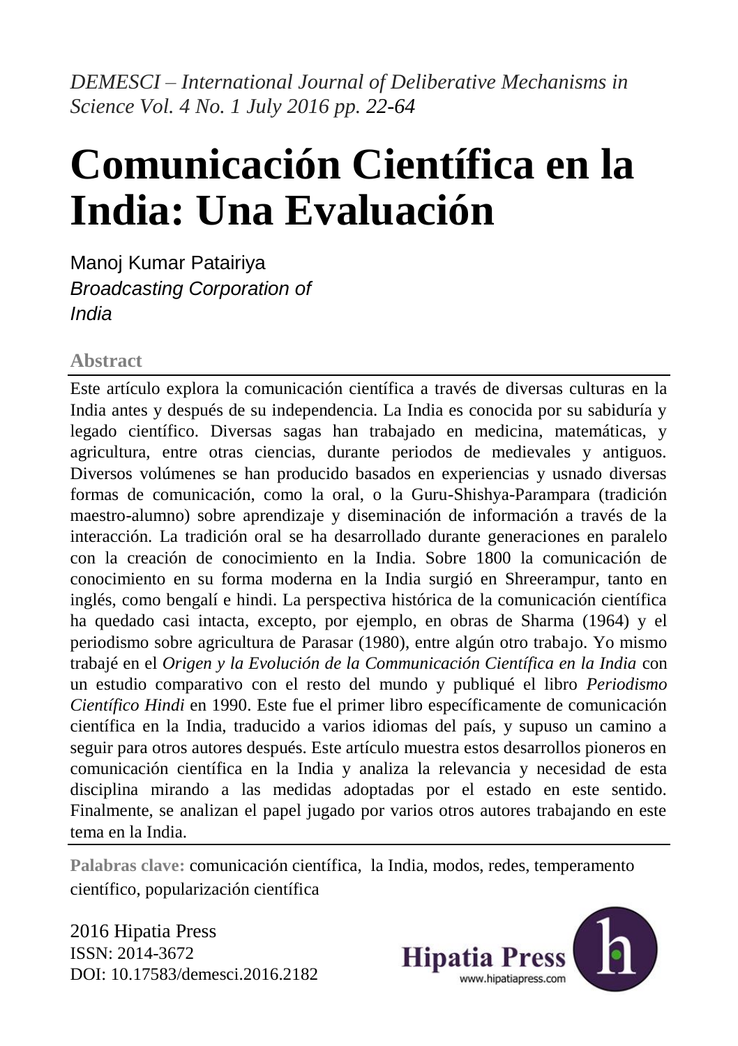*DEMESCI – International Journal of Deliberative Mechanisms in Science Vol. 4 No. 1 July 2016 pp. 22-64*

# Comunicación Científica en la India: Una Evaluación

Manoj Kumar Patairiya
*Broadcasting Corporation of India*

**Abstract**

Este artículo explora la comunicación científica a través de diversas culturas en la India antes y después de su independencia. La India es conocida por su sabiduría y legado científico. Diversas sagas han trabajado en medicina, matemáticas, y agricultura, entre otras ciencias, durante periodos de medievales y antiguos. Diversos volúmenes se han producido basados en experiencias y usnado diversas formas de comunicación, como la oral, o la Guru-Shishya-Parampara (tradición maestro-alumno) sobre aprendizaje y diseminación de información a través de la interacción. La tradición oral se ha desarrollado durante generaciones en paralelo con la creación de conocimiento en la India. Sobre 1800 la comunicación de conocimiento en su forma moderna en la India surgió en Shreerampur, tanto en inglés, como bengalí e hindi. La perspectiva histórica de la comunicación científica ha quedado casi intacta, excepto, por ejemplo, en obras de Sharma (1964) y el periodismo sobre agricultura de Parasar (1980), entre algún otro trabajo. Yo mismo trabajé en el *Origen y la Evolución de la Communicación Científica en la India* con un estudio comparativo con el resto del mundo y publiqué el libro *Periodismo Científico Hindi* en 1990. Este fue el primer libro específicamente de comunicación científica en la India, traducido a varios idiomas del país, y supuso un camino a seguir para otros autores después. Este artículo muestra estos desarrollos pioneros en comunicación científica en la India y analiza la relevancia y necesidad de esta disciplina mirando a las medidas adoptadas por el estado en este sentido. Finalmente, se analizan el papel jugado por varios otros autores trabajando en este tema en la India.

**Palabras clave:** comunicación científica, la India, modos, redes, temperamento científico, popularización científica

2016 Hipatia Press
ISSN: 2014-3672
DOI: 10.17583/demesci.2016.2182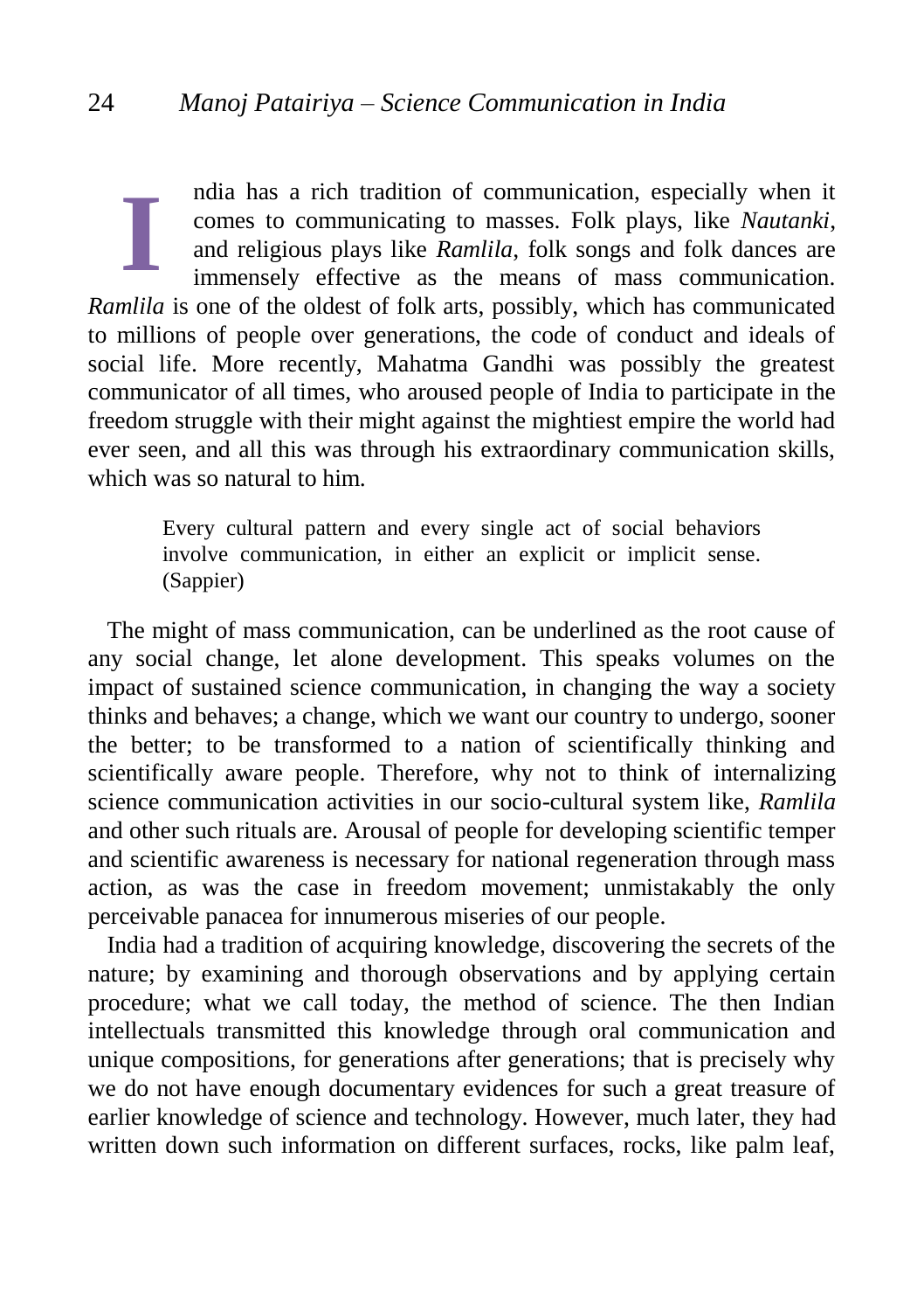India has a rich tradition of communication, especially when it comes to communicating to masses. Folk plays, like *Nautanki*, and religious plays like *Ramlila*, folk songs and folk dances are immensely effective as the means of mass communication. *Ramlila* is one of the oldest of folk arts, possibly, which has communicated to millions of people over generations, the code of conduct and ideals of social life. More recently, Mahatma Gandhi was possibly the greatest communicator of all times, who aroused people of India to participate in the freedom struggle with their might against the mightiest empire the world had ever seen, and all this was through his extraordinary communication skills, which was so natural to him.

> Every cultural pattern and every single act of social behaviors involve communication, in either an explicit or implicit sense. (Sappier)

The might of mass communication, can be underlined as the root cause of any social change, let alone development. This speaks volumes on the impact of sustained science communication, in changing the way a society thinks and behaves; a change, which we want our country to undergo, sooner the better; to be transformed to a nation of scientifically thinking and scientifically aware people. Therefore, why not to think of internalizing science communication activities in our socio-cultural system like, *Ramlila* and other such rituals are. Arousal of people for developing scientific temper and scientific awareness is necessary for national regeneration through mass action, as was the case in freedom movement; unmistakably the only perceivable panacea for innumerous miseries of our people.

India had a tradition of acquiring knowledge, discovering the secrets of the nature; by examining and thorough observations and by applying certain procedure; what we call today, the method of science. The then Indian intellectuals transmitted this knowledge through oral communication and unique compositions, for generations after generations; that is precisely why we do not have enough documentary evidences for such a great treasure of earlier knowledge of science and technology. However, much later, they had written down such information on different surfaces, rocks, like palm leaf,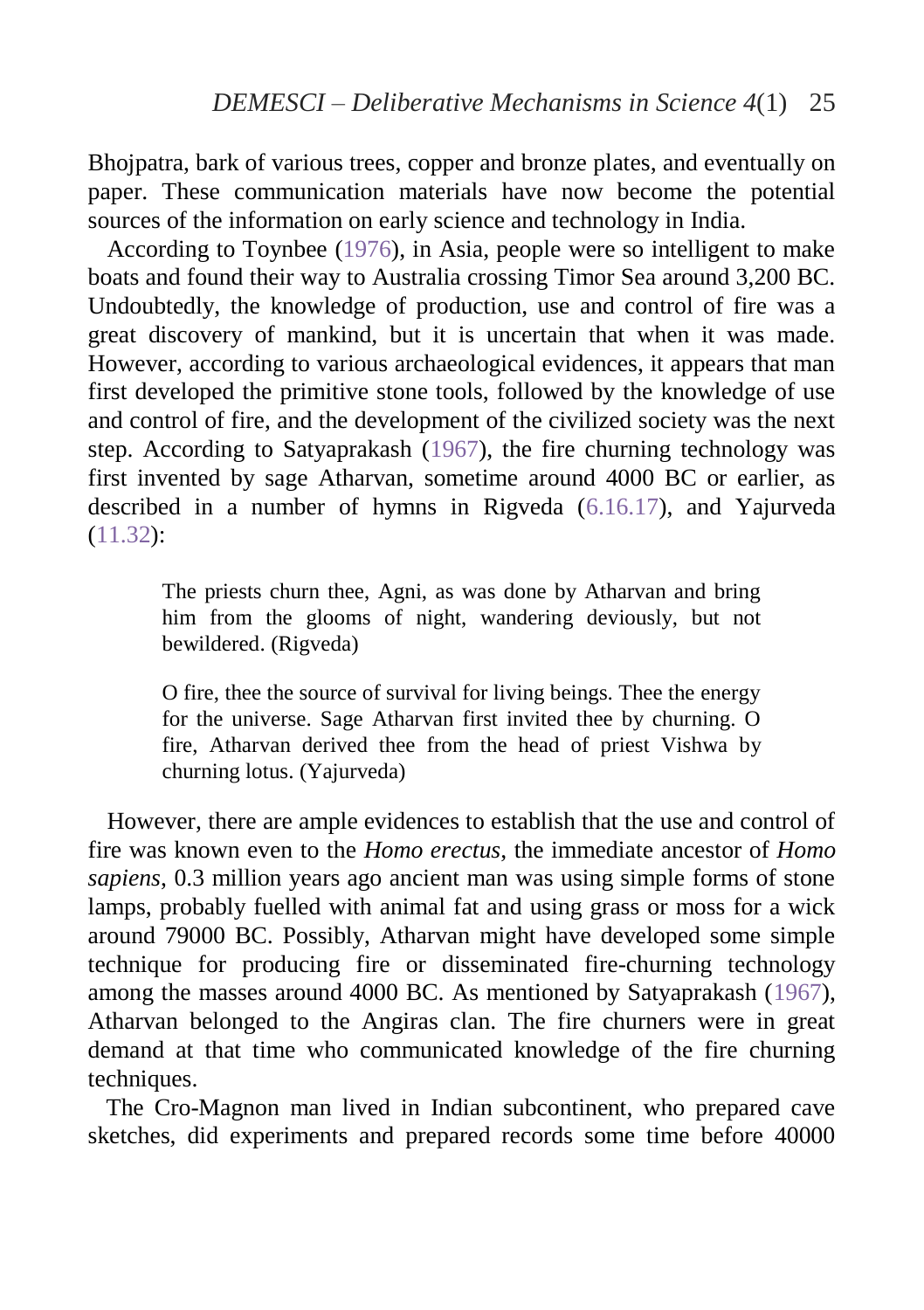Bhojpatra, bark of various trees, copper and bronze plates, and eventually on paper. These communication materials have now become the potential sources of the information on early science and technology in India.

According to Toynbee (1976), in Asia, people were so intelligent to make boats and found their way to Australia crossing Timor Sea around 3,200 BC. Undoubtedly, the knowledge of production, use and control of fire was a great discovery of mankind, but it is uncertain that when it was made. However, according to various archaeological evidences, it appears that man first developed the primitive stone tools, followed by the knowledge of use and control of fire, and the development of the civilized society was the next step. According to Satyaprakash (1967), the fire churning technology was first invented by sage Atharvan, sometime around 4000 BC or earlier, as described in a number of hymns in Rigveda (6.16.17), and Yajurveda (11.32):

> The priests churn thee, Agni, as was done by Atharvan and bring him from the glooms of night, wandering deviously, but not bewildered. (Rigveda)

> O fire, thee the source of survival for living beings. Thee the energy for the universe. Sage Atharvan first invited thee by churning. O fire, Atharvan derived thee from the head of priest Vishwa by churning lotus. (Yajurveda)

However, there are ample evidences to establish that the use and control of fire was known even to the *Homo erectus*, the immediate ancestor of *Homo sapiens*, 0.3 million years ago ancient man was using simple forms of stone lamps, probably fuelled with animal fat and using grass or moss for a wick around 79000 BC. Possibly, Atharvan might have developed some simple technique for producing fire or disseminated fire-churning technology among the masses around 4000 BC. As mentioned by Satyaprakash (1967), Atharvan belonged to the Angiras clan. The fire churners were in great demand at that time who communicated knowledge of the fire churning techniques.

The Cro-Magnon man lived in Indian subcontinent, who prepared cave sketches, did experiments and prepared records some time before 40000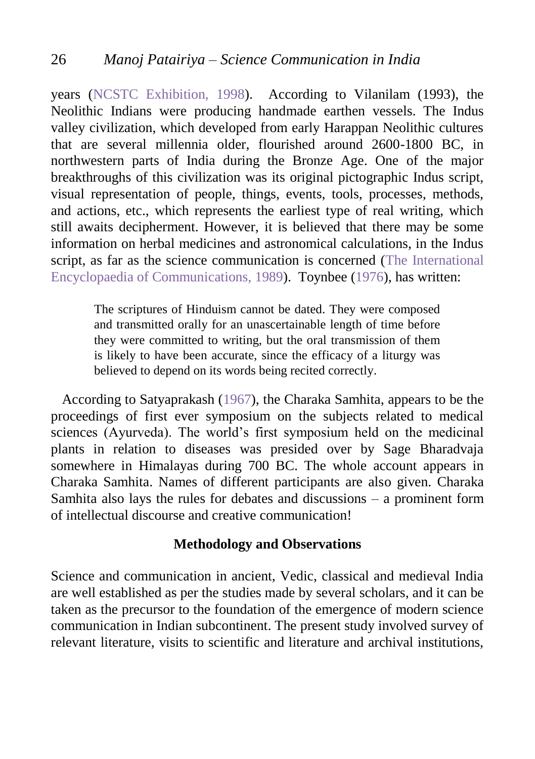years (NCSTC Exhibition, 1998). According to Vilanilam (1993), the Neolithic Indians were producing handmade earthen vessels. The Indus valley civilization, which developed from early Harappan Neolithic cultures that are several millennia older, flourished around 2600-1800 BC, in northwestern parts of India during the Bronze Age. One of the major breakthroughs of this civilization was its original pictographic Indus script, visual representation of people, things, events, tools, processes, methods, and actions, etc., which represents the earliest type of real writing, which still awaits decipherment. However, it is believed that there may be some information on herbal medicines and astronomical calculations, in the Indus script, as far as the science communication is concerned (The International Encyclopaedia of Communications, 1989). Toynbee (1976), has written:

> The scriptures of Hinduism cannot be dated. They were composed and transmitted orally for an unascertainable length of time before they were committed to writing, but the oral transmission of them is likely to have been accurate, since the efficacy of a liturgy was believed to depend on its words being recited correctly.

According to Satyaprakash (1967), the Charaka Samhita, appears to be the proceedings of first ever symposium on the subjects related to medical sciences (Ayurveda). The world's first symposium held on the medicinal plants in relation to diseases was presided over by Sage Bharadvaja somewhere in Himalayas during 700 BC. The whole account appears in Charaka Samhita. Names of different participants are also given. Charaka Samhita also lays the rules for debates and discussions – a prominent form of intellectual discourse and creative communication!

## Methodology and Observations

Science and communication in ancient, Vedic, classical and medieval India are well established as per the studies made by several scholars, and it can be taken as the precursor to the foundation of the emergence of modern science communication in Indian subcontinent. The present study involved survey of relevant literature, visits to scientific and literature and archival institutions,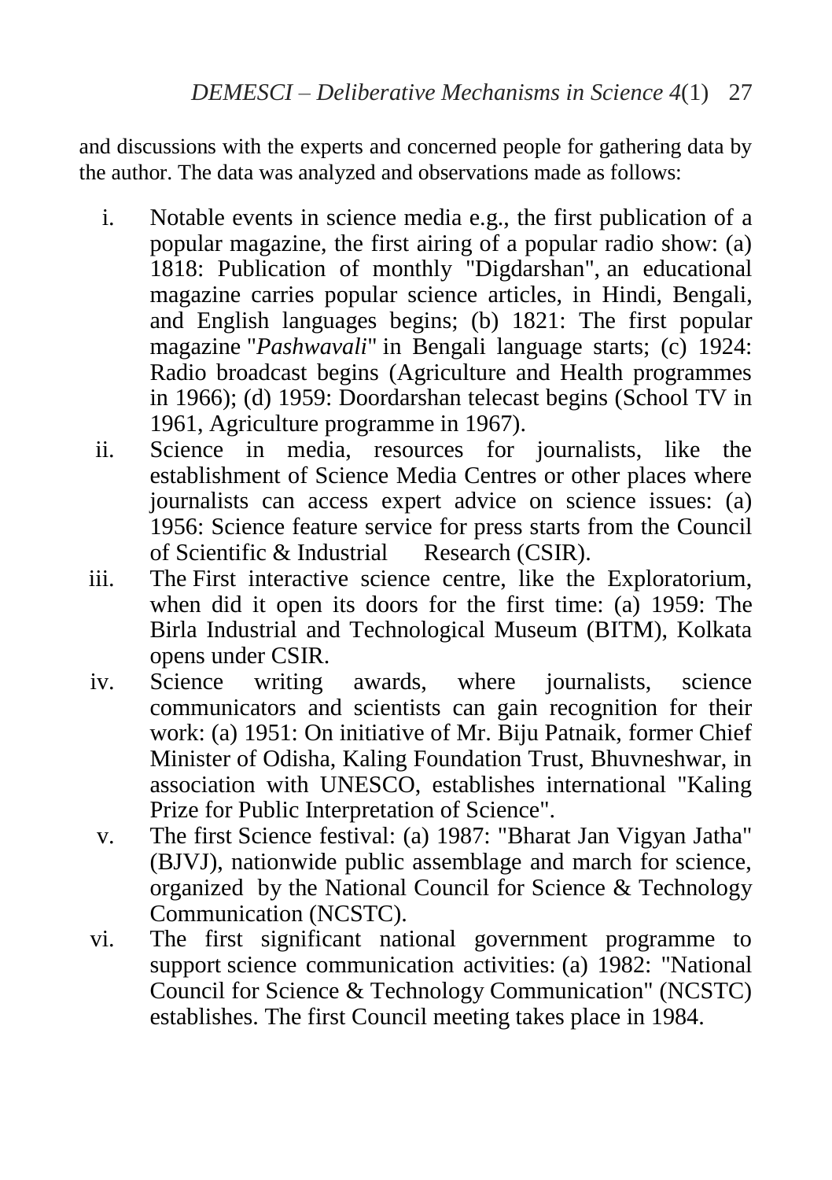and discussions with the experts and concerned people for gathering data by the author. The data was analyzed and observations made as follows:

i. Notable events in science media e.g., the first publication of a popular magazine, the first airing of a popular radio show: (a) 1818: Publication of monthly "Digdarshan", an educational magazine carries popular science articles, in Hindi, Bengali, and English languages begins; (b) 1821: The first popular magazine "*Pashwavali*" in Bengali language starts; (c) 1924: Radio broadcast begins (Agriculture and Health programmes in 1966); (d) 1959: Doordarshan telecast begins (School TV in 1961, Agriculture programme in 1967).
ii. Science in media, resources for journalists, like the establishment of Science Media Centres or other places where journalists can access expert advice on science issues: (a) 1956: Science feature service for press starts from the Council of Scientific & Industrial Research (CSIR).
iii. The First interactive science centre, like the Exploratorium, when did it open its doors for the first time: (a) 1959: The Birla Industrial and Technological Museum (BITM), Kolkata opens under CSIR.
iv. Science writing awards, where journalists, science communicators and scientists can gain recognition for their work: (a) 1951: On initiative of Mr. Biju Patnaik, former Chief Minister of Odisha, Kaling Foundation Trust, Bhuvneshwar, in association with UNESCO, establishes international "Kaling Prize for Public Interpretation of Science".
v. The first Science festival: (a) 1987: "Bharat Jan Vigyan Jatha" (BJVJ), nationwide public assemblage and march for science, organized by the National Council for Science & Technology Communication (NCSTC).
vi. The first significant national government programme to support science communication activities: (a) 1982: "National Council for Science & Technology Communication" (NCSTC) establishes. The first Council meeting takes place in 1984.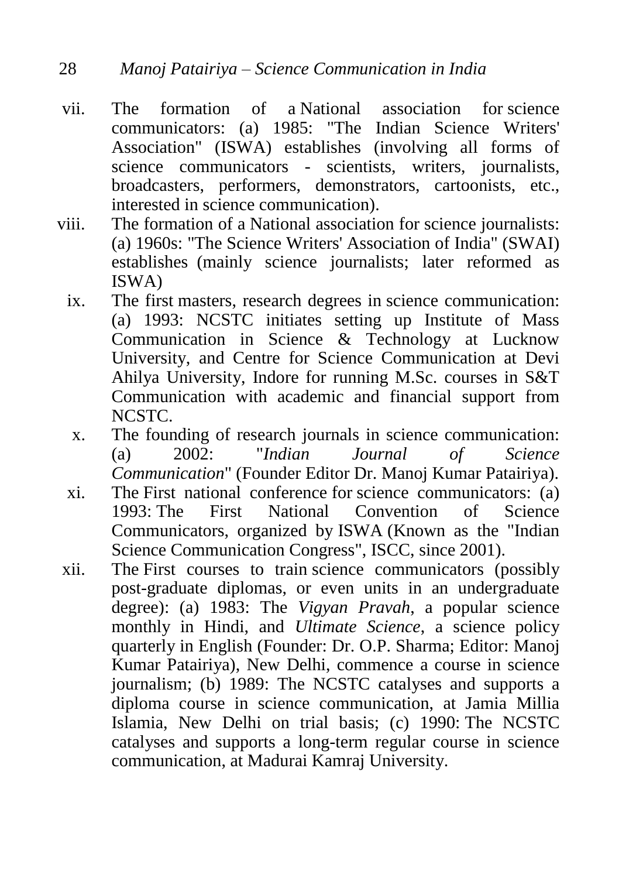vii. The formation of a National association for science communicators: (a) 1985: "The Indian Science Writers' Association" (ISWA) establishes (involving all forms of science communicators - scientists, writers, journalists, broadcasters, performers, demonstrators, cartoonists, etc., interested in science communication).

viii. The formation of a National association for science journalists: (a) 1960s: "The Science Writers' Association of India" (SWAI) establishes (mainly science journalists; later reformed as ISWA)

ix. The first masters, research degrees in science communication: (a) 1993: NCSTC initiates setting up Institute of Mass Communication in Science & Technology at Lucknow University, and Centre for Science Communication at Devi Ahilya University, Indore for running M.Sc. courses in S&T Communication with academic and financial support from NCSTC.

x. The founding of research journals in science communication: (a) 2002: "*Indian Journal of Science Communication*" (Founder Editor Dr. Manoj Kumar Patairiya).

xi. The First national conference for science communicators: (a) 1993: The First National Convention of Science Communicators, organized by ISWA (Known as the "Indian Science Communication Congress", ISCC, since 2001).

xii. The First courses to train science communicators (possibly post-graduate diplomas, or even units in an undergraduate degree): (a) 1983: The *Vigyan Pravah*, a popular science monthly in Hindi, and *Ultimate Science*, a science policy quarterly in English (Founder: Dr. O.P. Sharma; Editor: Manoj Kumar Patairiya), New Delhi, commence a course in science journalism; (b) 1989: The NCSTC catalyses and supports a diploma course in science communication, at Jamia Millia Islamia, New Delhi on trial basis; (c) 1990: The NCSTC catalyses and supports a long-term regular course in science communication, at Madurai Kamraj University.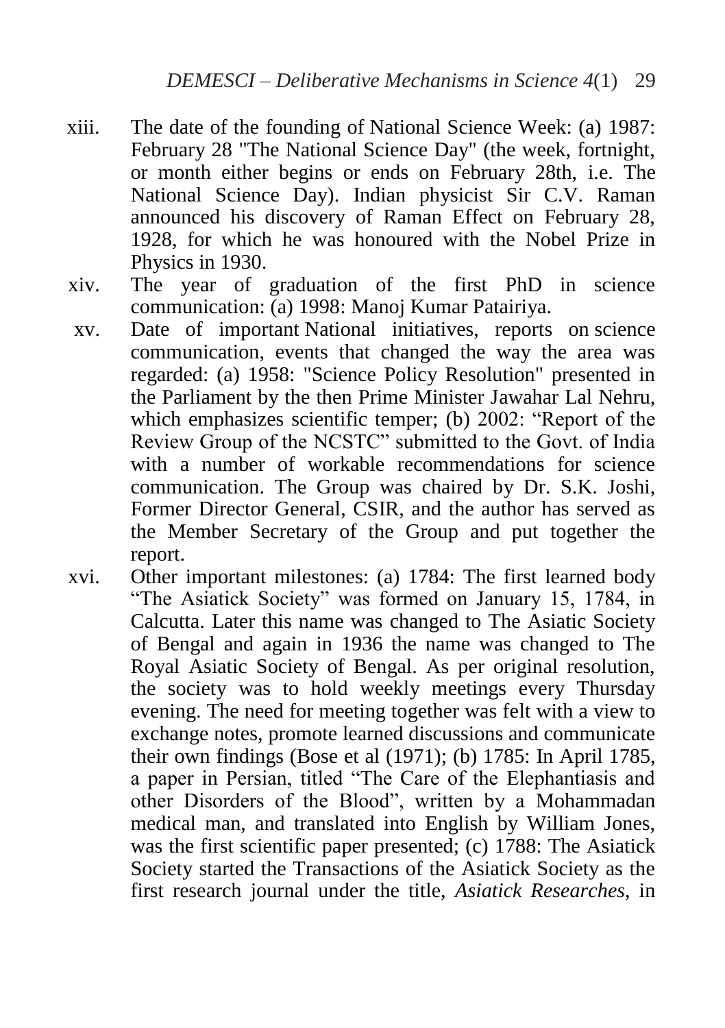xiii. The date of the founding of National Science Week: (a) 1987: February 28 "The National Science Day" (the week, fortnight, or month either begins or ends on February 28th, i.e. The National Science Day). Indian physicist Sir C.V. Raman announced his discovery of Raman Effect on February 28, 1928, for which he was honoured with the Nobel Prize in Physics in 1930.

xiv. The year of graduation of the first PhD in science communication: (a) 1998: Manoj Kumar Patairiya.

xv. Date of important National initiatives, reports on science communication, events that changed the way the area was regarded: (a) 1958: "Science Policy Resolution" presented in the Parliament by the then Prime Minister Jawahar Lal Nehru, which emphasizes scientific temper; (b) 2002: "Report of the Review Group of the NCSTC" submitted to the Govt. of India with a number of workable recommendations for science communication. The Group was chaired by Dr. S.K. Joshi, Former Director General, CSIR, and the author has served as the Member Secretary of the Group and put together the report.

xvi. Other important milestones: (a) 1784: The first learned body "The Asiatick Society" was formed on January 15, 1784, in Calcutta. Later this name was changed to The Asiatic Society of Bengal and again in 1936 the name was changed to The Royal Asiatic Society of Bengal. As per original resolution, the society was to hold weekly meetings every Thursday evening. The need for meeting together was felt with a view to exchange notes, promote learned discussions and communicate their own findings (Bose et al (1971); (b) 1785: In April 1785, a paper in Persian, titled "The Care of the Elephantiasis and other Disorders of the Blood", written by a Mohammadan medical man, and translated into English by William Jones, was the first scientific paper presented; (c) 1788: The Asiatick Society started the Transactions of the Asiatick Society as the first research journal under the title, *Asiatick Researches*, in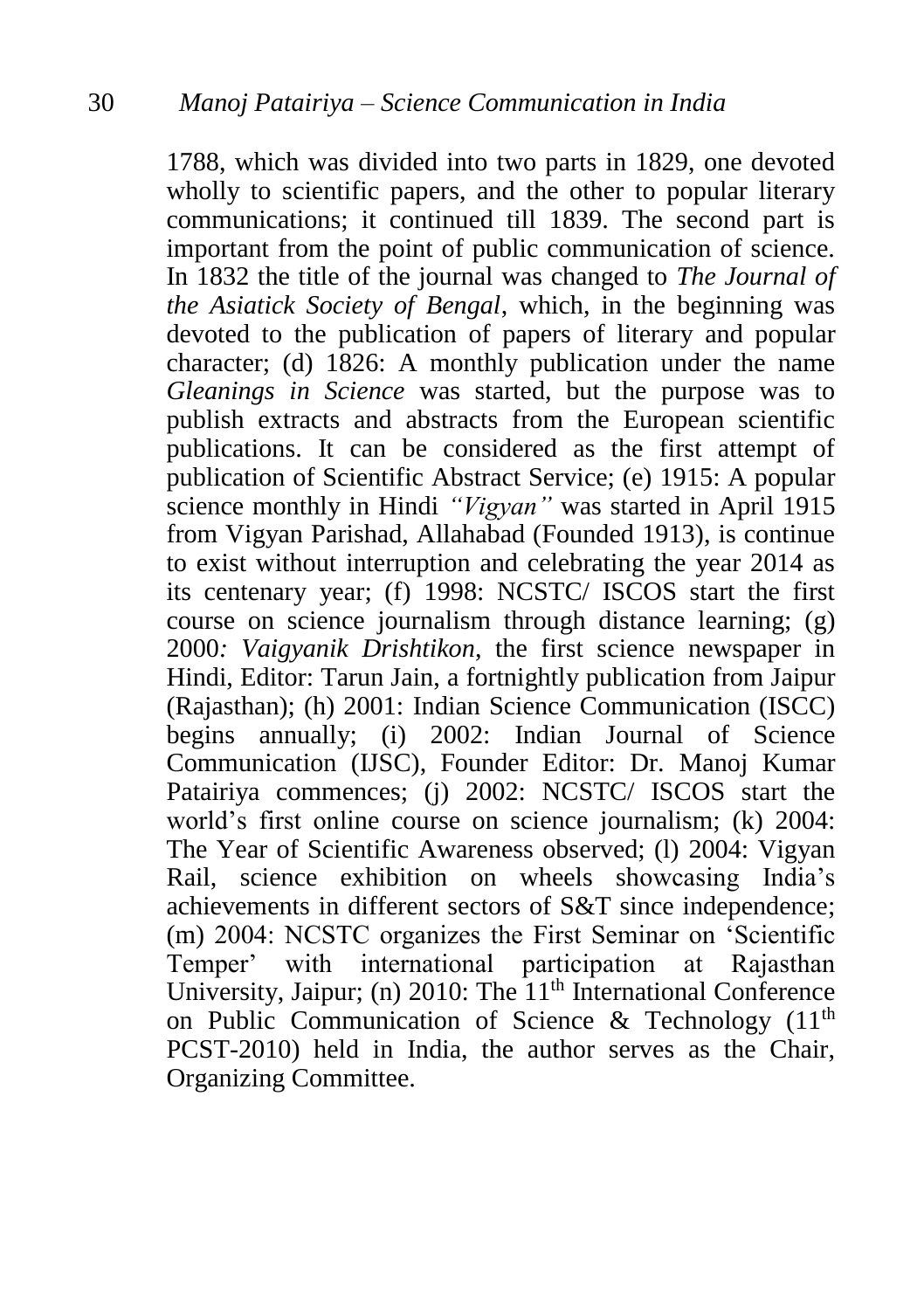1788, which was divided into two parts in 1829, one devoted wholly to scientific papers, and the other to popular literary communications; it continued till 1839. The second part is important from the point of public communication of science. In 1832 the title of the journal was changed to *The Journal of the Asiatick Society of Bengal*, which, in the beginning was devoted to the publication of papers of literary and popular character; (d) 1826: A monthly publication under the name *Gleanings in Science* was started, but the purpose was to publish extracts and abstracts from the European scientific publications. It can be considered as the first attempt of publication of Scientific Abstract Service; (e) 1915: A popular science monthly in Hindi *"Vigyan"* was started in April 1915 from Vigyan Parishad, Allahabad (Founded 1913), is continue to exist without interruption and celebrating the year 2014 as its centenary year; (f) 1998: NCSTC/ ISCOS start the first course on science journalism through distance learning; (g) 2000: *Vaigyanik Drishtikon*, the first science newspaper in Hindi, Editor: Tarun Jain, a fortnightly publication from Jaipur (Rajasthan); (h) 2001: Indian Science Communication (ISCC) begins annually; (i) 2002: Indian Journal of Science Communication (IJSC), Founder Editor: Dr. Manoj Kumar Patairiya commences; (j) 2002: NCSTC/ ISCOS start the world's first online course on science journalism; (k) 2004: The Year of Scientific Awareness observed; (l) 2004: Vigyan Rail, science exhibition on wheels showcasing India's achievements in different sectors of S&T since independence; (m) 2004: NCSTC organizes the First Seminar on 'Scientific Temper' with international participation at Rajasthan University, Jaipur; (n) 2010: The 11th International Conference on Public Communication of Science & Technology (11th PCST-2010) held in India, the author serves as the Chair, Organizing Committee.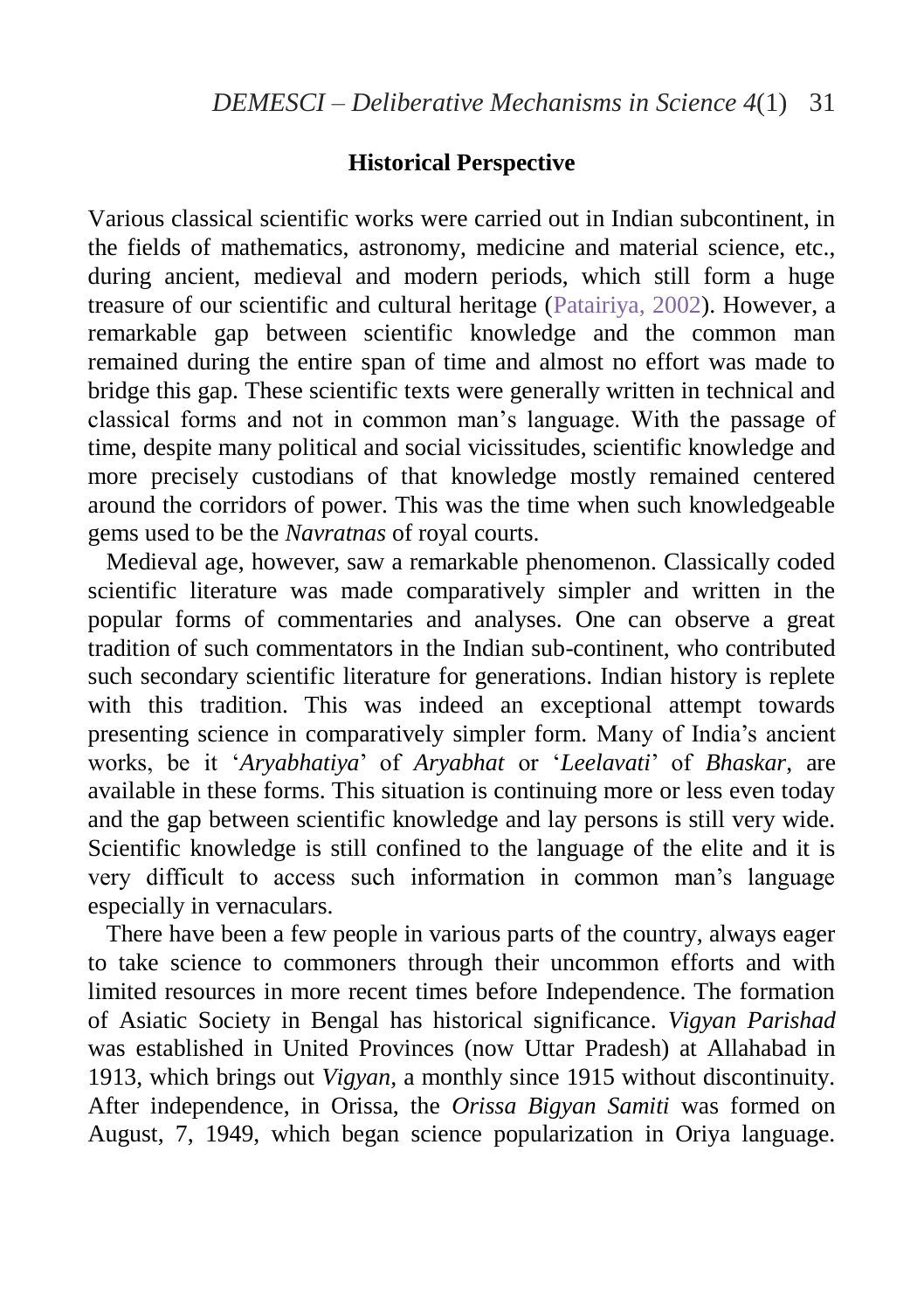## Historical Perspective

Various classical scientific works were carried out in Indian subcontinent, in the fields of mathematics, astronomy, medicine and material science, etc., during ancient, medieval and modern periods, which still form a huge treasure of our scientific and cultural heritage (Patairiya, 2002). However, a remarkable gap between scientific knowledge and the common man remained during the entire span of time and almost no effort was made to bridge this gap. These scientific texts were generally written in technical and classical forms and not in common man's language. With the passage of time, despite many political and social vicissitudes, scientific knowledge and more precisely custodians of that knowledge mostly remained centered around the corridors of power. This was the time when such knowledgeable gems used to be the *Navratnas* of royal courts.

Medieval age, however, saw a remarkable phenomenon. Classically coded scientific literature was made comparatively simpler and written in the popular forms of commentaries and analyses. One can observe a great tradition of such commentators in the Indian sub-continent, who contributed such secondary scientific literature for generations. Indian history is replete with this tradition. This was indeed an exceptional attempt towards presenting science in comparatively simpler form. Many of India's ancient works, be it '*Aryabhatiya*' of *Aryabhat* or '*Leelavati*' of *Bhaskar*, are available in these forms. This situation is continuing more or less even today and the gap between scientific knowledge and lay persons is still very wide. Scientific knowledge is still confined to the language of the elite and it is very difficult to access such information in common man's language especially in vernaculars.

There have been a few people in various parts of the country, always eager to take science to commoners through their uncommon efforts and with limited resources in more recent times before Independence. The formation of Asiatic Society in Bengal has historical significance. *Vigyan Parishad* was established in United Provinces (now Uttar Pradesh) at Allahabad in 1913, which brings out *Vigyan*, a monthly since 1915 without discontinuity. After independence, in Orissa, the *Orissa Bigyan Samiti* was formed on August, 7, 1949, which began science popularization in Oriya language.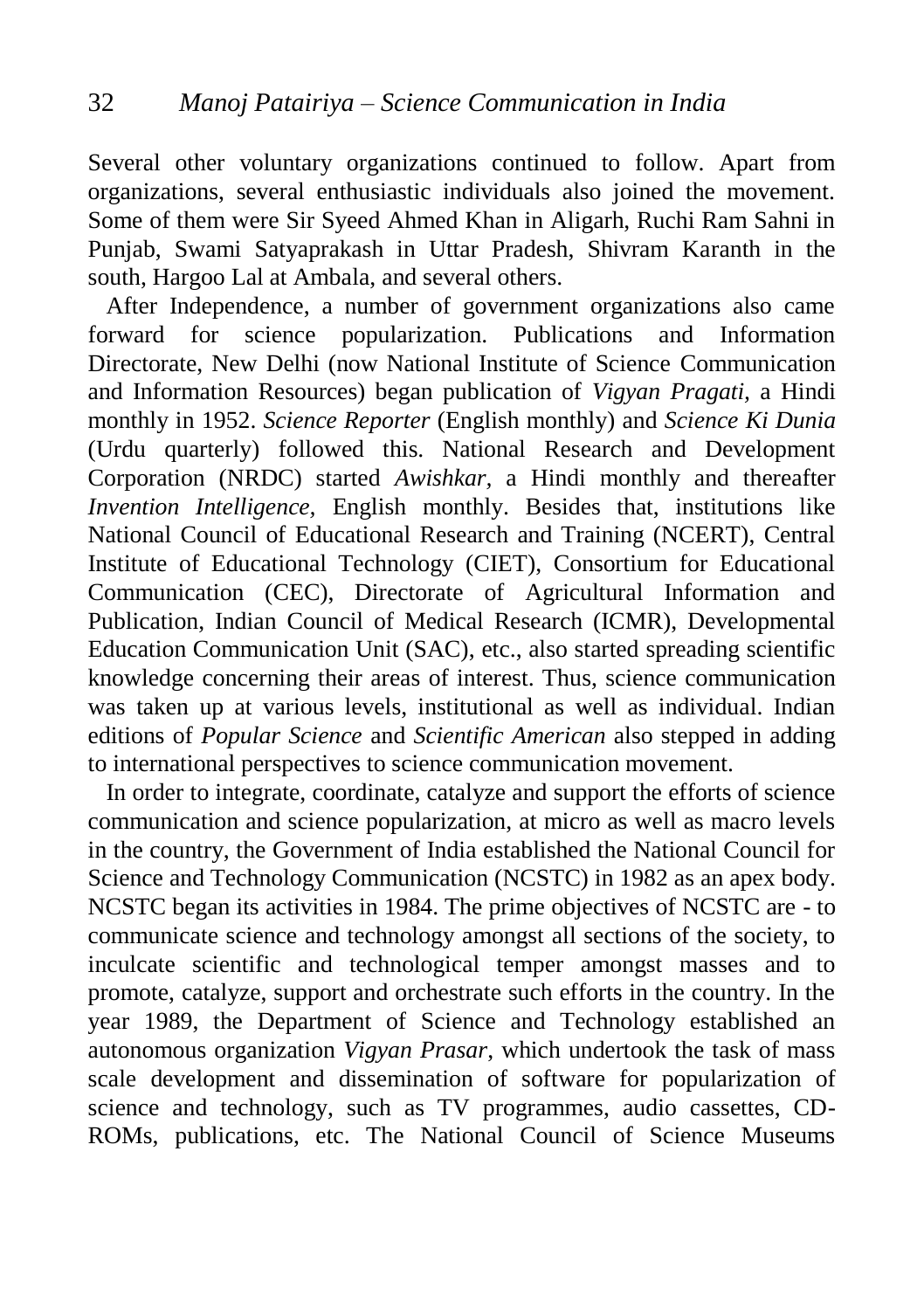Several other voluntary organizations continued to follow. Apart from organizations, several enthusiastic individuals also joined the movement. Some of them were Sir Syeed Ahmed Khan in Aligarh, Ruchi Ram Sahni in Punjab, Swami Satyaprakash in Uttar Pradesh, Shivram Karanth in the south, Hargoo Lal at Ambala, and several others.

After Independence, a number of government organizations also came forward for science popularization. Publications and Information Directorate, New Delhi (now National Institute of Science Communication and Information Resources) began publication of *Vigyan Pragati*, a Hindi monthly in 1952. *Science Reporter* (English monthly) and *Science Ki Dunia* (Urdu quarterly) followed this. National Research and Development Corporation (NRDC) started *Awishkar*, a Hindi monthly and thereafter *Invention Intelligence*, English monthly. Besides that, institutions like National Council of Educational Research and Training (NCERT), Central Institute of Educational Technology (CIET), Consortium for Educational Communication (CEC), Directorate of Agricultural Information and Publication, Indian Council of Medical Research (ICMR), Developmental Education Communication Unit (SAC), etc., also started spreading scientific knowledge concerning their areas of interest. Thus, science communication was taken up at various levels, institutional as well as individual. Indian editions of *Popular Science* and *Scientific American* also stepped in adding to international perspectives to science communication movement.

In order to integrate, coordinate, catalyze and support the efforts of science communication and science popularization, at micro as well as macro levels in the country, the Government of India established the National Council for Science and Technology Communication (NCSTC) in 1982 as an apex body. NCSTC began its activities in 1984. The prime objectives of NCSTC are - to communicate science and technology amongst all sections of the society, to inculcate scientific and technological temper amongst masses and to promote, catalyze, support and orchestrate such efforts in the country. In the year 1989, the Department of Science and Technology established an autonomous organization *Vigyan Prasar*, which undertook the task of mass scale development and dissemination of software for popularization of science and technology, such as TV programmes, audio cassettes, CD-ROMs, publications, etc. The National Council of Science Museums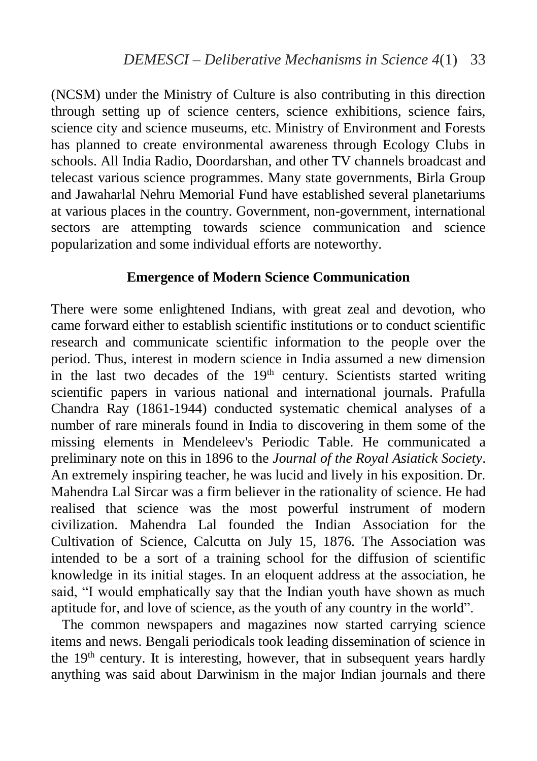(NCSM) under the Ministry of Culture is also contributing in this direction through setting up of science centers, science exhibitions, science fairs, science city and science museums, etc. Ministry of Environment and Forests has planned to create environmental awareness through Ecology Clubs in schools. All India Radio, Doordarshan, and other TV channels broadcast and telecast various science programmes. Many state governments, Birla Group and Jawaharlal Nehru Memorial Fund have established several planetariums at various places in the country. Government, non-government, international sectors are attempting towards science communication and science popularization and some individual efforts are noteworthy.

## Emergence of Modern Science Communication

There were some enlightened Indians, with great zeal and devotion, who came forward either to establish scientific institutions or to conduct scientific research and communicate scientific information to the people over the period. Thus, interest in modern science in India assumed a new dimension in the last two decades of the 19th century. Scientists started writing scientific papers in various national and international journals. Prafulla Chandra Ray (1861-1944) conducted systematic chemical analyses of a number of rare minerals found in India to discovering in them some of the missing elements in Mendeleev's Periodic Table. He communicated a preliminary note on this in 1896 to the *Journal of the Royal Asiatick Society*. An extremely inspiring teacher, he was lucid and lively in his exposition. Dr. Mahendra Lal Sircar was a firm believer in the rationality of science. He had realised that science was the most powerful instrument of modern civilization. Mahendra Lal founded the Indian Association for the Cultivation of Science, Calcutta on July 15, 1876. The Association was intended to be a sort of a training school for the diffusion of scientific knowledge in its initial stages. In an eloquent address at the association, he said, "I would emphatically say that the Indian youth have shown as much aptitude for, and love of science, as the youth of any country in the world".

The common newspapers and magazines now started carrying science items and news. Bengali periodicals took leading dissemination of science in the 19th century. It is interesting, however, that in subsequent years hardly anything was said about Darwinism in the major Indian journals and there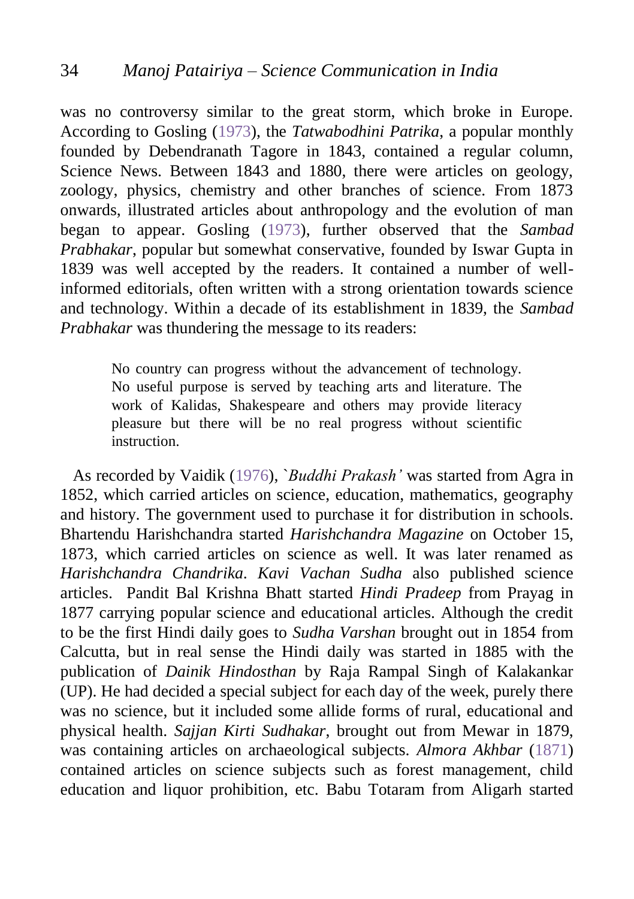was no controversy similar to the great storm, which broke in Europe. According to Gosling (1973), the *Tatwabodhini Patrika*, a popular monthly founded by Debendranath Tagore in 1843, contained a regular column, Science News. Between 1843 and 1880, there were articles on geology, zoology, physics, chemistry and other branches of science. From 1873 onwards, illustrated articles about anthropology and the evolution of man began to appear. Gosling (1973), further observed that the *Sambad Prabhakar*, popular but somewhat conservative, founded by Iswar Gupta in 1839 was well accepted by the readers. It contained a number of well-informed editorials, often written with a strong orientation towards science and technology. Within a decade of its establishment in 1839, the *Sambad Prabhakar* was thundering the message to its readers:

> No country can progress without the advancement of technology. No useful purpose is served by teaching arts and literature. The work of Kalidas, Shakespeare and others may provide literacy pleasure but there will be no real progress without scientific instruction.

As recorded by Vaidik (1976), *`Buddhi Prakash'* was started from Agra in 1852, which carried articles on science, education, mathematics, geography and history. The government used to purchase it for distribution in schools. Bhartendu Harishchandra started *Harishchandra Magazine* on October 15, 1873, which carried articles on science as well. It was later renamed as *Harishchandra Chandrika*. *Kavi Vachan Sudha* also published science articles. Pandit Bal Krishna Bhatt started *Hindi Pradeep* from Prayag in 1877 carrying popular science and educational articles. Although the credit to be the first Hindi daily goes to *Sudha Varshan* brought out in 1854 from Calcutta, but in real sense the Hindi daily was started in 1885 with the publication of *Dainik Hindosthan* by Raja Rampal Singh of Kalakankar (UP). He had decided a special subject for each day of the week, purely there was no science, but it included some allide forms of rural, educational and physical health. *Sajjan Kirti Sudhakar*, brought out from Mewar in 1879, was containing articles on archaeological subjects. *Almora Akhbar* (1871) contained articles on science subjects such as forest management, child education and liquor prohibition, etc. Babu Totaram from Aligarh started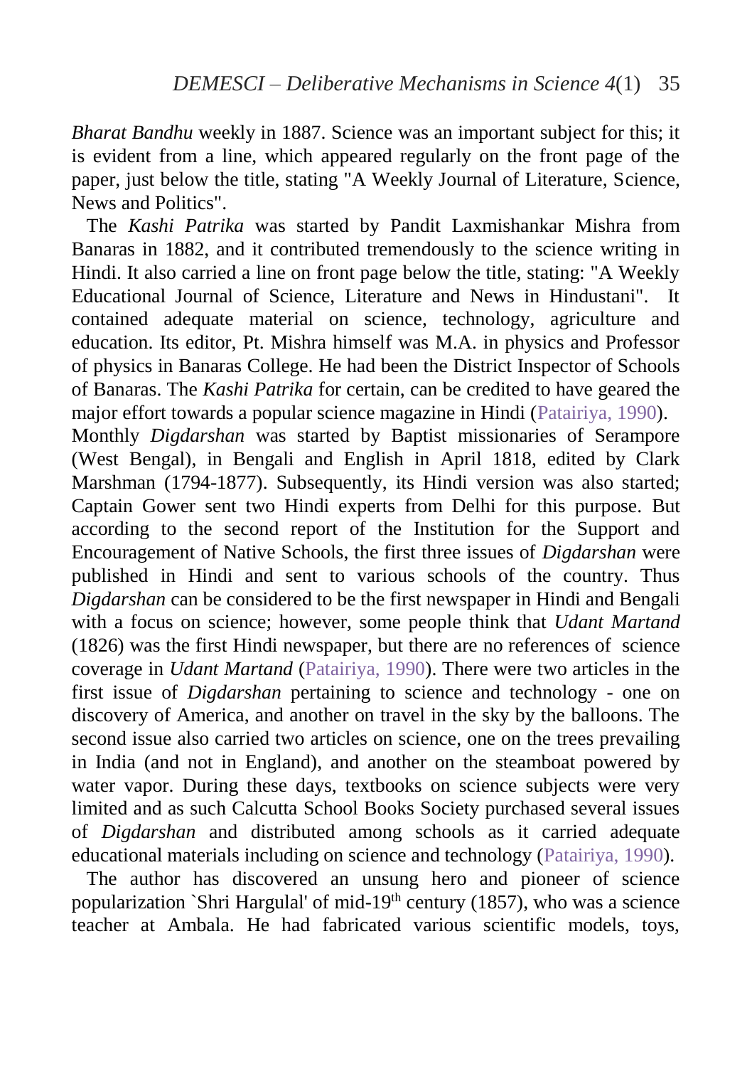*Bharat Bandhu* weekly in 1887. Science was an important subject for this; it is evident from a line, which appeared regularly on the front page of the paper, just below the title, stating "A Weekly Journal of Literature, Science, News and Politics".

The *Kashi Patrika* was started by Pandit Laxmishankar Mishra from Banaras in 1882, and it contributed tremendously to the science writing in Hindi. It also carried a line on front page below the title, stating: "A Weekly Educational Journal of Science, Literature and News in Hindustani". It contained adequate material on science, technology, agriculture and education. Its editor, Pt. Mishra himself was M.A. in physics and Professor of physics in Banaras College. He had been the District Inspector of Schools of Banaras. The *Kashi Patrika* for certain, can be credited to have geared the major effort towards a popular science magazine in Hindi (Patairiya, 1990).

Monthly *Digdarshan* was started by Baptist missionaries of Serampore (West Bengal), in Bengali and English in April 1818, edited by Clark Marshman (1794-1877). Subsequently, its Hindi version was also started; Captain Gower sent two Hindi experts from Delhi for this purpose. But according to the second report of the Institution for the Support and Encouragement of Native Schools, the first three issues of *Digdarshan* were published in Hindi and sent to various schools of the country. Thus *Digdarshan* can be considered to be the first newspaper in Hindi and Bengali with a focus on science; however, some people think that *Udant Martand* (1826) was the first Hindi newspaper, but there are no references of science coverage in *Udant Martand* (Patairiya, 1990). There were two articles in the first issue of *Digdarshan* pertaining to science and technology - one on discovery of America, and another on travel in the sky by the balloons. The second issue also carried two articles on science, one on the trees prevailing in India (and not in England), and another on the steamboat powered by water vapor. During these days, textbooks on science subjects were very limited and as such Calcutta School Books Society purchased several issues of *Digdarshan* and distributed among schools as it carried adequate educational materials including on science and technology (Patairiya, 1990).

The author has discovered an unsung hero and pioneer of science popularization `Shri Hargulal' of mid-19th century (1857), who was a science teacher at Ambala. He had fabricated various scientific models, toys,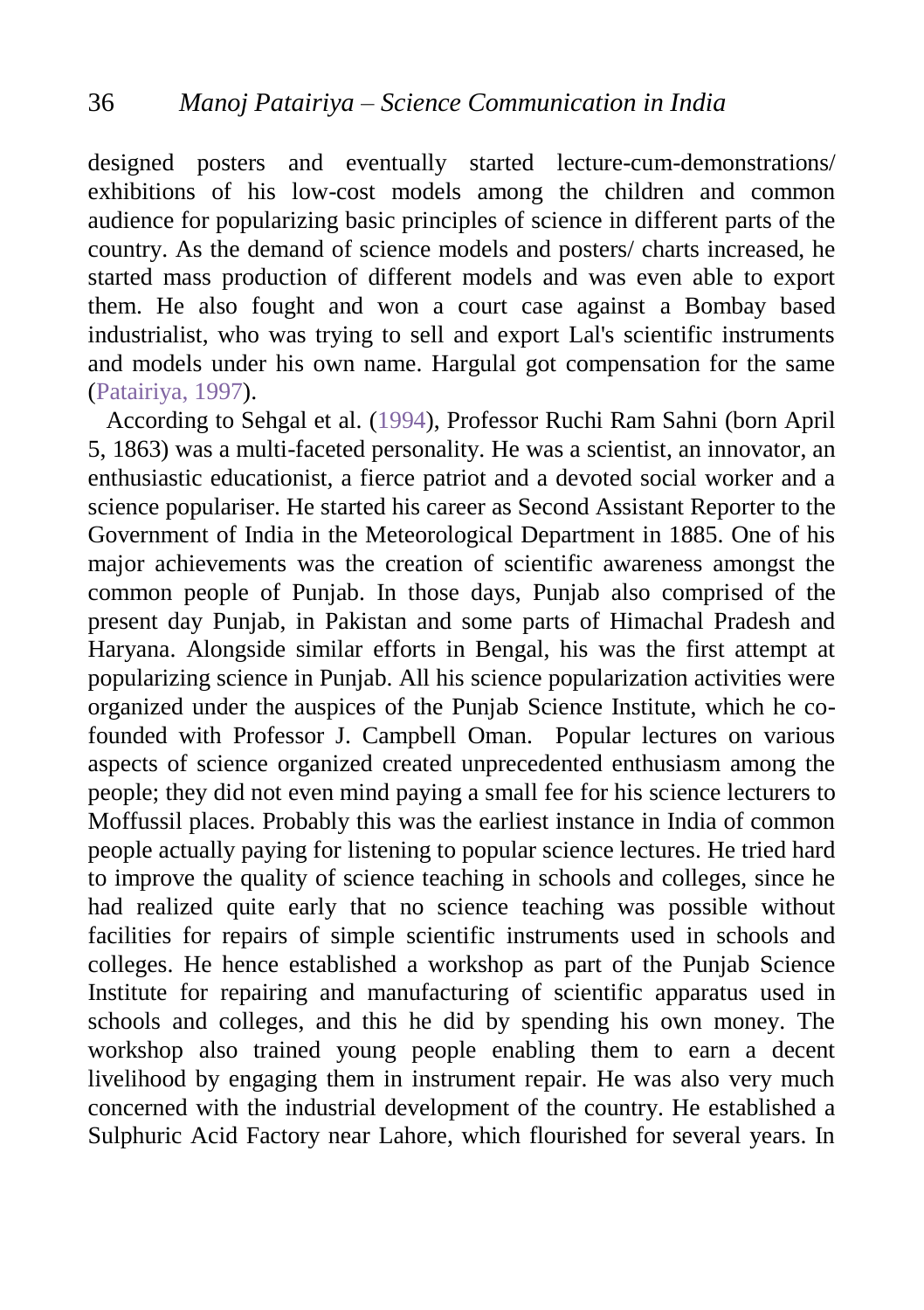designed posters and eventually started lecture-cum-demonstrations/ exhibitions of his low-cost models among the children and common audience for popularizing basic principles of science in different parts of the country. As the demand of science models and posters/ charts increased, he started mass production of different models and was even able to export them. He also fought and won a court case against a Bombay based industrialist, who was trying to sell and export Lal's scientific instruments and models under his own name. Hargulal got compensation for the same (Patairiya, 1997).

According to Sehgal et al. (1994), Professor Ruchi Ram Sahni (born April 5, 1863) was a multi-faceted personality. He was a scientist, an innovator, an enthusiastic educationist, a fierce patriot and a devoted social worker and a science populariser. He started his career as Second Assistant Reporter to the Government of India in the Meteorological Department in 1885. One of his major achievements was the creation of scientific awareness amongst the common people of Punjab. In those days, Punjab also comprised of the present day Punjab, in Pakistan and some parts of Himachal Pradesh and Haryana. Alongside similar efforts in Bengal, his was the first attempt at popularizing science in Punjab. All his science popularization activities were organized under the auspices of the Punjab Science Institute, which he co-founded with Professor J. Campbell Oman. Popular lectures on various aspects of science organized created unprecedented enthusiasm among the people; they did not even mind paying a small fee for his science lecturers to Moffussil places. Probably this was the earliest instance in India of common people actually paying for listening to popular science lectures. He tried hard to improve the quality of science teaching in schools and colleges, since he had realized quite early that no science teaching was possible without facilities for repairs of simple scientific instruments used in schools and colleges. He hence established a workshop as part of the Punjab Science Institute for repairing and manufacturing of scientific apparatus used in schools and colleges, and this he did by spending his own money. The workshop also trained young people enabling them to earn a decent livelihood by engaging them in instrument repair. He was also very much concerned with the industrial development of the country. He established a Sulphuric Acid Factory near Lahore, which flourished for several years. In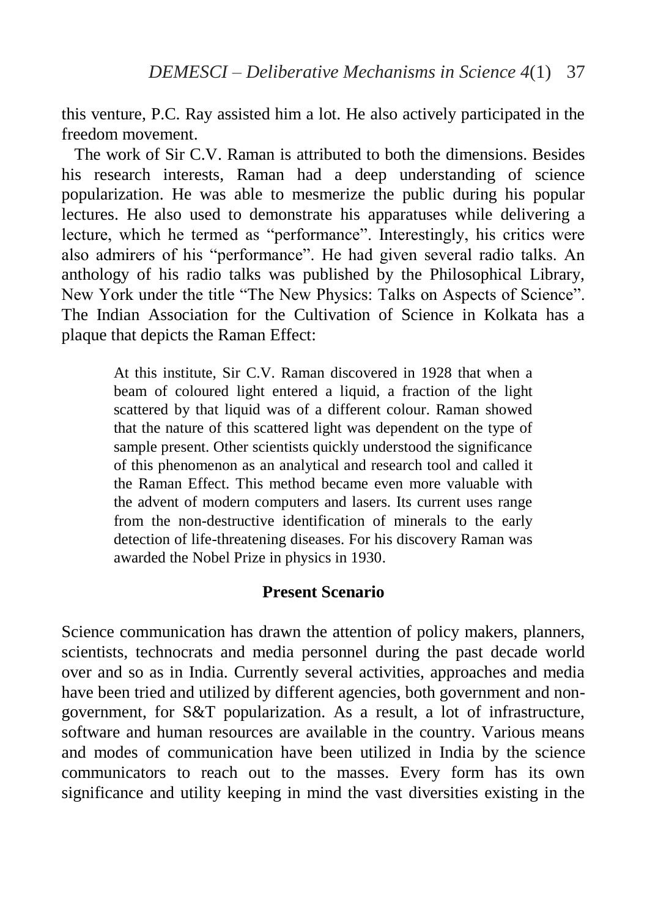this venture, P.C. Ray assisted him a lot. He also actively participated in the freedom movement.

The work of Sir C.V. Raman is attributed to both the dimensions. Besides his research interests, Raman had a deep understanding of science popularization. He was able to mesmerize the public during his popular lectures. He also used to demonstrate his apparatuses while delivering a lecture, which he termed as "performance". Interestingly, his critics were also admirers of his "performance". He had given several radio talks. An anthology of his radio talks was published by the Philosophical Library, New York under the title "The New Physics: Talks on Aspects of Science". The Indian Association for the Cultivation of Science in Kolkata has a plaque that depicts the Raman Effect:

> At this institute, Sir C.V. Raman discovered in 1928 that when a beam of coloured light entered a liquid, a fraction of the light scattered by that liquid was of a different colour. Raman showed that the nature of this scattered light was dependent on the type of sample present. Other scientists quickly understood the significance of this phenomenon as an analytical and research tool and called it the Raman Effect. This method became even more valuable with the advent of modern computers and lasers. Its current uses range from the non-destructive identification of minerals to the early detection of life-threatening diseases. For his discovery Raman was awarded the Nobel Prize in physics in 1930.

## Present Scenario

Science communication has drawn the attention of policy makers, planners, scientists, technocrats and media personnel during the past decade world over and so as in India. Currently several activities, approaches and media have been tried and utilized by different agencies, both government and non-government, for S&T popularization. As a result, a lot of infrastructure, software and human resources are available in the country. Various means and modes of communication have been utilized in India by the science communicators to reach out to the masses. Every form has its own significance and utility keeping in mind the vast diversities existing in the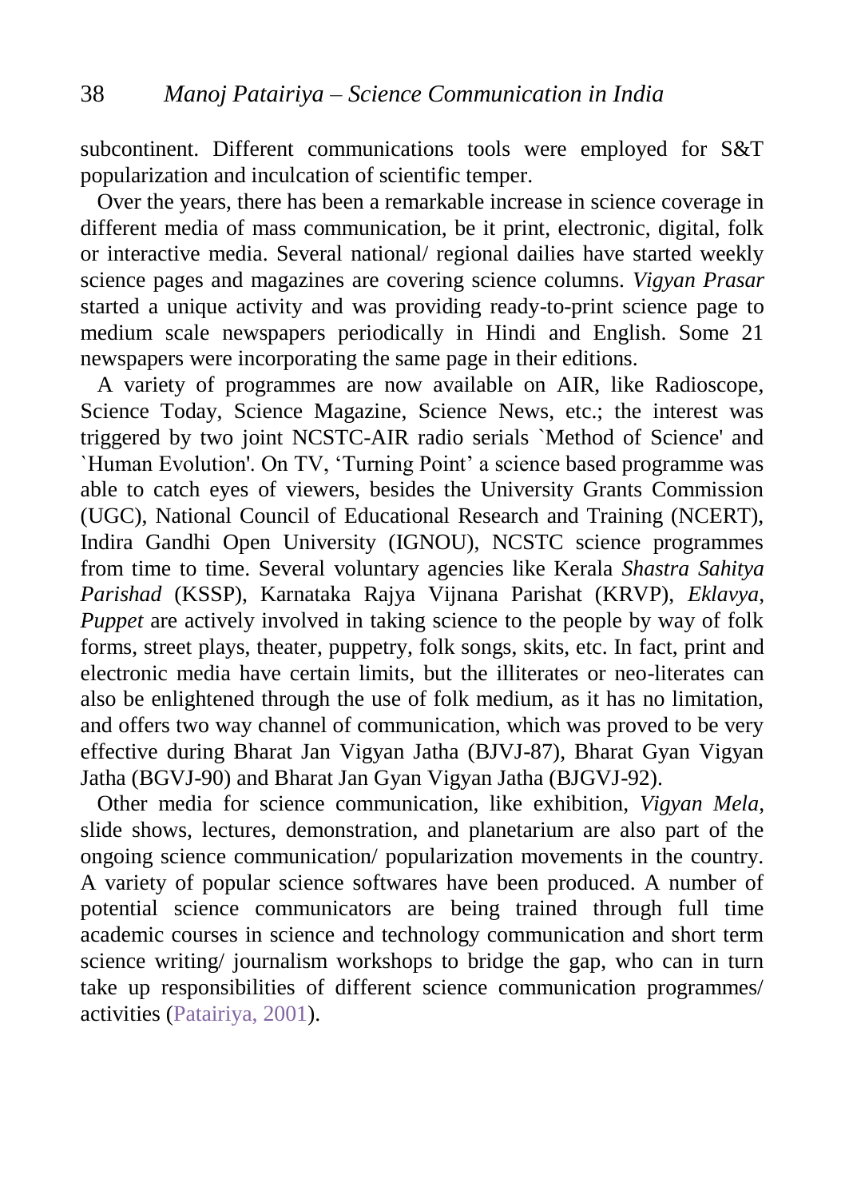subcontinent. Different communications tools were employed for S&T popularization and inculcation of scientific temper.

Over the years, there has been a remarkable increase in science coverage in different media of mass communication, be it print, electronic, digital, folk or interactive media. Several national/ regional dailies have started weekly science pages and magazines are covering science columns. *Vigyan Prasar* started a unique activity and was providing ready-to-print science page to medium scale newspapers periodically in Hindi and English. Some 21 newspapers were incorporating the same page in their editions.

A variety of programmes are now available on AIR, like Radioscope, Science Today, Science Magazine, Science News, etc.; the interest was triggered by two joint NCSTC-AIR radio serials `Method of Science' and `Human Evolution'. On TV, 'Turning Point' a science based programme was able to catch eyes of viewers, besides the University Grants Commission (UGC), National Council of Educational Research and Training (NCERT), Indira Gandhi Open University (IGNOU), NCSTC science programmes from time to time. Several voluntary agencies like Kerala *Shastra Sahitya Parishad* (KSSP), Karnataka Rajya Vijnana Parishat (KRVP), *Eklavya*, *Puppet* are actively involved in taking science to the people by way of folk forms, street plays, theater, puppetry, folk songs, skits, etc. In fact, print and electronic media have certain limits, but the illiterates or neo-literates can also be enlightened through the use of folk medium, as it has no limitation, and offers two way channel of communication, which was proved to be very effective during Bharat Jan Vigyan Jatha (BJVJ-87), Bharat Gyan Vigyan Jatha (BGVJ-90) and Bharat Jan Gyan Vigyan Jatha (BJGVJ-92).

Other media for science communication, like exhibition, *Vigyan Mela*, slide shows, lectures, demonstration, and planetarium are also part of the ongoing science communication/ popularization movements in the country. A variety of popular science softwares have been produced. A number of potential science communicators are being trained through full time academic courses in science and technology communication and short term science writing/ journalism workshops to bridge the gap, who can in turn take up responsibilities of different science communication programmes/ activities (Patairiya, 2001).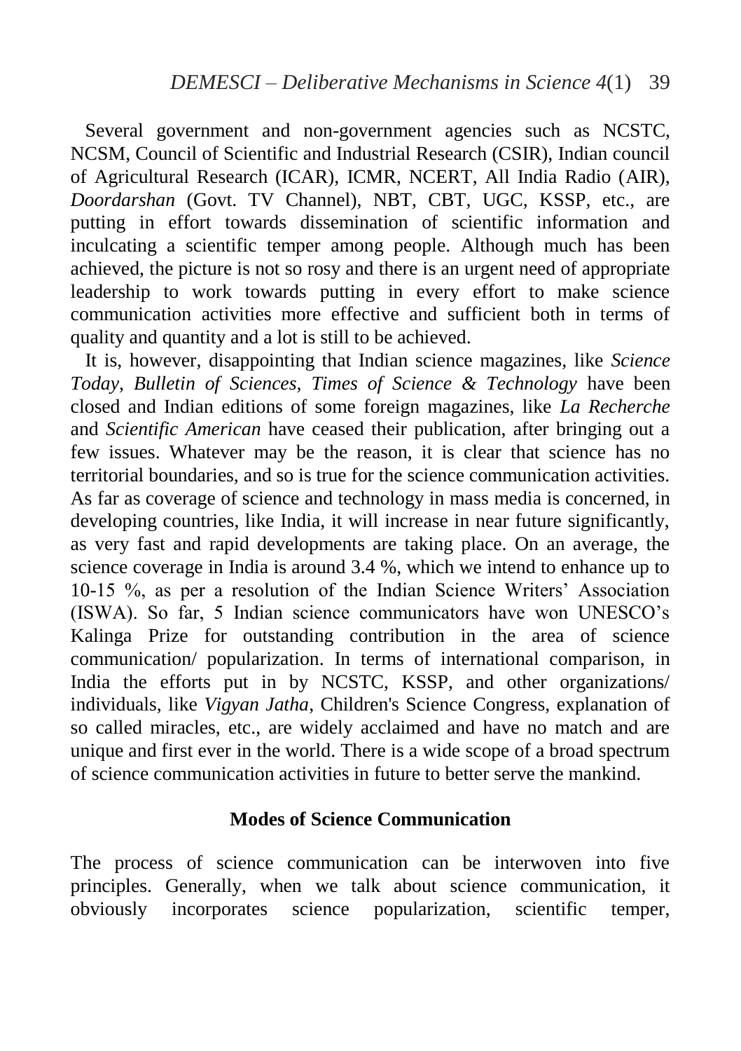Several government and non-government agencies such as NCSTC, NCSM, Council of Scientific and Industrial Research (CSIR), Indian council of Agricultural Research (ICAR), ICMR, NCERT, All India Radio (AIR), *Doordarshan* (Govt. TV Channel), NBT, CBT, UGC, KSSP, etc., are putting in effort towards dissemination of scientific information and inculcating a scientific temper among people. Although much has been achieved, the picture is not so rosy and there is an urgent need of appropriate leadership to work towards putting in every effort to make science communication activities more effective and sufficient both in terms of quality and quantity and a lot is still to be achieved.

It is, however, disappointing that Indian science magazines, like *Science Today*, *Bulletin of Sciences*, *Times of Science & Technology* have been closed and Indian editions of some foreign magazines, like *La Recherche* and *Scientific American* have ceased their publication, after bringing out a few issues. Whatever may be the reason, it is clear that science has no territorial boundaries, and so is true for the science communication activities. As far as coverage of science and technology in mass media is concerned, in developing countries, like India, it will increase in near future significantly, as very fast and rapid developments are taking place. On an average, the science coverage in India is around 3.4 %, which we intend to enhance up to 10-15 %, as per a resolution of the Indian Science Writers' Association (ISWA). So far, 5 Indian science communicators have won UNESCO's Kalinga Prize for outstanding contribution in the area of science communication/ popularization. In terms of international comparison, in India the efforts put in by NCSTC, KSSP, and other organizations/ individuals, like *Vigyan Jatha*, Children's Science Congress, explanation of so called miracles, etc., are widely acclaimed and have no match and are unique and first ever in the world. There is a wide scope of a broad spectrum of science communication activities in future to better serve the mankind.

## Modes of Science Communication

The process of science communication can be interwoven into five principles. Generally, when we talk about science communication, it obviously incorporates science popularization, scientific temper,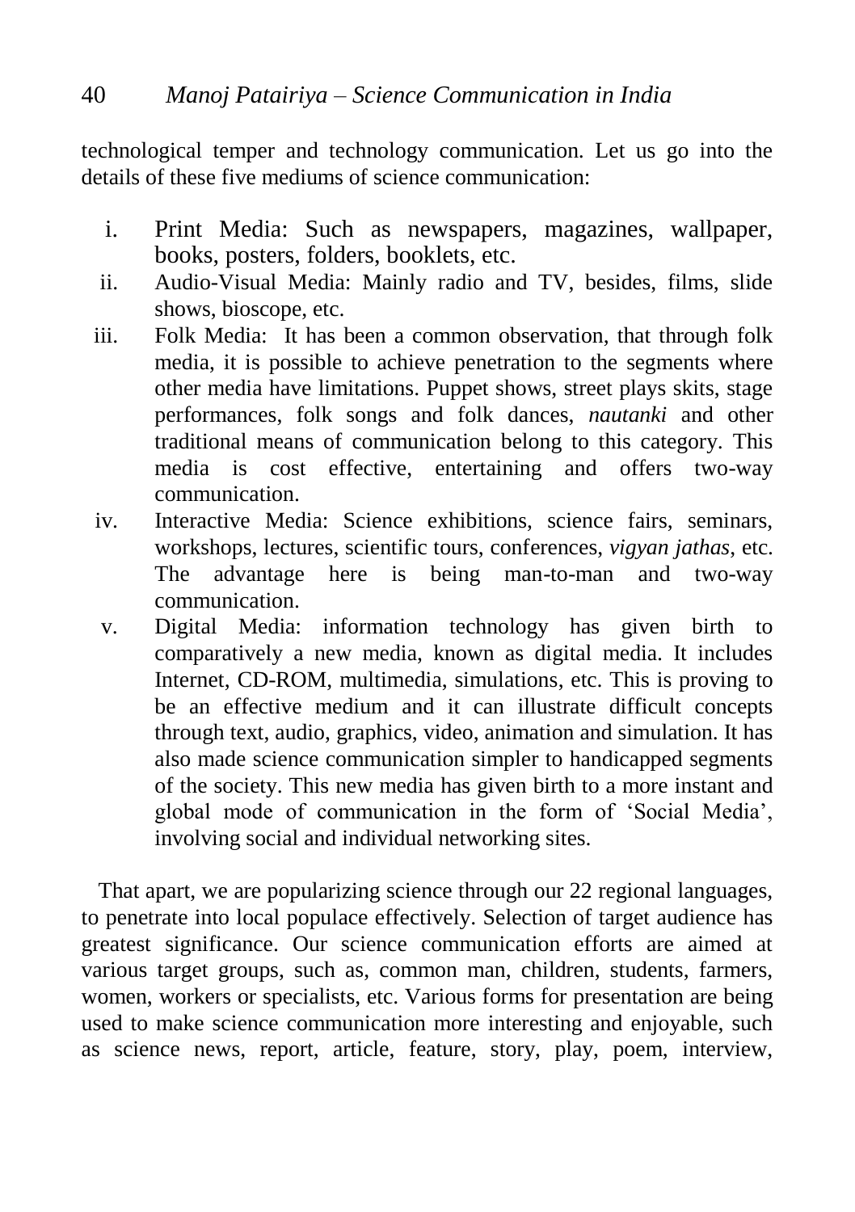technological temper and technology communication. Let us go into the details of these five mediums of science communication:

i. Print Media: Such as newspapers, magazines, wallpaper, books, posters, folders, booklets, etc.
ii. Audio-Visual Media: Mainly radio and TV, besides, films, slide shows, bioscope, etc.
iii. Folk Media: It has been a common observation, that through folk media, it is possible to achieve penetration to the segments where other media have limitations. Puppet shows, street plays skits, stage performances, folk songs and folk dances, *nautanki* and other traditional means of communication belong to this category. This media is cost effective, entertaining and offers two-way communication.
iv. Interactive Media: Science exhibitions, science fairs, seminars, workshops, lectures, scientific tours, conferences, *vigyan jathas*, etc. The advantage here is being man-to-man and two-way communication.
v. Digital Media: information technology has given birth to comparatively a new media, known as digital media. It includes Internet, CD-ROM, multimedia, simulations, etc. This is proving to be an effective medium and it can illustrate difficult concepts through text, audio, graphics, video, animation and simulation. It has also made science communication simpler to handicapped segments of the society. This new media has given birth to a more instant and global mode of communication in the form of 'Social Media', involving social and individual networking sites.

That apart, we are popularizing science through our 22 regional languages, to penetrate into local populace effectively. Selection of target audience has greatest significance. Our science communication efforts are aimed at various target groups, such as, common man, children, students, farmers, women, workers or specialists, etc. Various forms for presentation are being used to make science communication more interesting and enjoyable, such as science news, report, article, feature, story, play, poem, interview,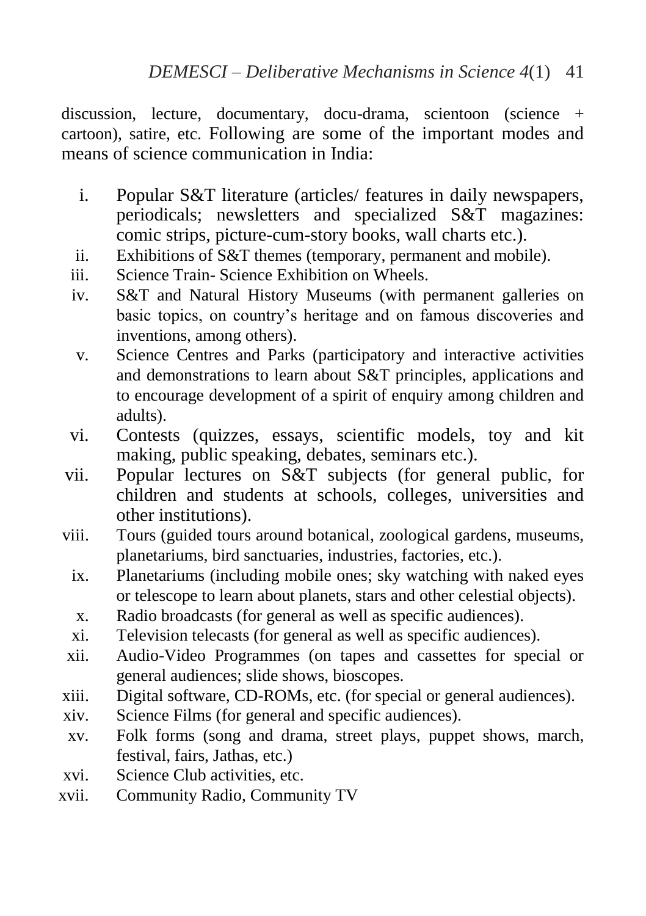discussion, lecture, documentary, docu-drama, scientoon (science + cartoon), satire, etc. Following are some of the important modes and means of science communication in India:

i. Popular S&T literature (articles/ features in daily newspapers, periodicals; newsletters and specialized S&T magazines: comic strips, picture-cum-story books, wall charts etc.).
ii. Exhibitions of S&T themes (temporary, permanent and mobile).
iii. Science Train- Science Exhibition on Wheels.
iv. S&T and Natural History Museums (with permanent galleries on basic topics, on country's heritage and on famous discoveries and inventions, among others).
v. Science Centres and Parks (participatory and interactive activities and demonstrations to learn about S&T principles, applications and to encourage development of a spirit of enquiry among children and adults).
vi. Contests (quizzes, essays, scientific models, toy and kit making, public speaking, debates, seminars etc.).
vii. Popular lectures on S&T subjects (for general public, for children and students at schools, colleges, universities and other institutions).
viii. Tours (guided tours around botanical, zoological gardens, museums, planetariums, bird sanctuaries, industries, factories, etc.).
ix. Planetariums (including mobile ones; sky watching with naked eyes or telescope to learn about planets, stars and other celestial objects).
x. Radio broadcasts (for general as well as specific audiences).
xi. Television telecasts (for general as well as specific audiences).
xii. Audio-Video Programmes (on tapes and cassettes for special or general audiences; slide shows, bioscopes.
xiii. Digital software, CD-ROMs, etc. (for special or general audiences).
xiv. Science Films (for general and specific audiences).
xv. Folk forms (song and drama, street plays, puppet shows, march, festival, fairs, Jathas, etc.)
xvi. Science Club activities, etc.
xvii. Community Radio, Community TV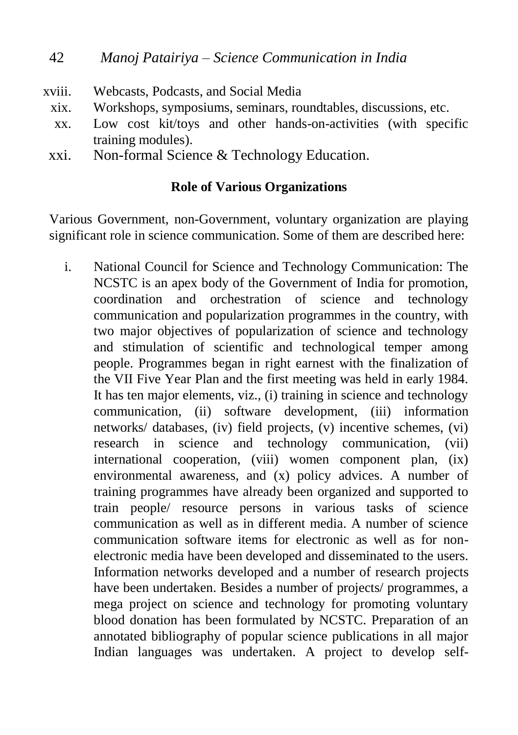xviii. Webcasts, Podcasts, and Social Media
xix. Workshops, symposiums, seminars, roundtables, discussions, etc.
xx. Low cost kit/toys and other hands-on-activities (with specific training modules).
xxi. Non-formal Science & Technology Education.

## Role of Various Organizations

Various Government, non-Government, voluntary organization are playing significant role in science communication. Some of them are described here:

i. National Council for Science and Technology Communication: The NCSTC is an apex body of the Government of India for promotion, coordination and orchestration of science and technology communication and popularization programmes in the country, with two major objectives of popularization of science and technology and stimulation of scientific and technological temper among people. Programmes began in right earnest with the finalization of the VII Five Year Plan and the first meeting was held in early 1984. It has ten major elements, viz., (i) training in science and technology communication, (ii) software development, (iii) information networks/ databases, (iv) field projects, (v) incentive schemes, (vi) research in science and technology communication, (vii) international cooperation, (viii) women component plan, (ix) environmental awareness, and (x) policy advices. A number of training programmes have already been organized and supported to train people/ resource persons in various tasks of science communication as well as in different media. A number of science communication software items for electronic as well as for non-electronic media have been developed and disseminated to the users. Information networks developed and a number of research projects have been undertaken. Besides a number of projects/ programmes, a mega project on science and technology for promoting voluntary blood donation has been formulated by NCSTC. Preparation of an annotated bibliography of popular science publications in all major Indian languages was undertaken. A project to develop self-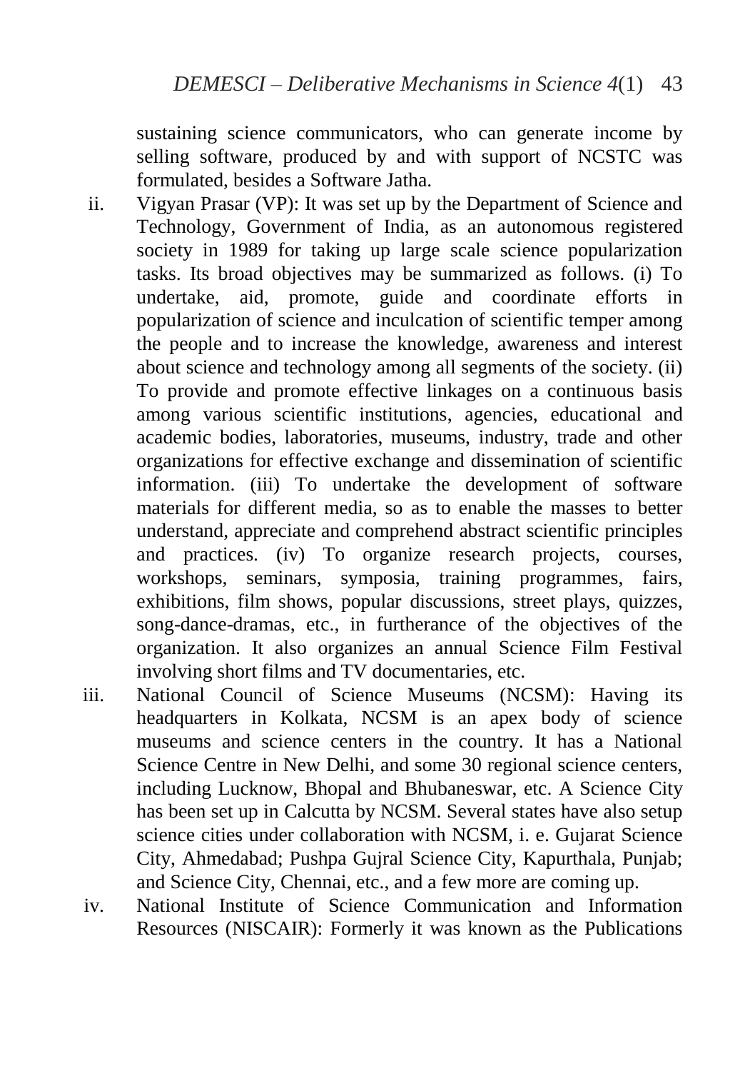sustaining science communicators, who can generate income by selling software, produced by and with support of NCSTC was formulated, besides a Software Jatha.

ii. Vigyan Prasar (VP): It was set up by the Department of Science and Technology, Government of India, as an autonomous registered society in 1989 for taking up large scale science popularization tasks. Its broad objectives may be summarized as follows. (i) To undertake, aid, promote, guide and coordinate efforts in popularization of science and inculcation of scientific temper among the people and to increase the knowledge, awareness and interest about science and technology among all segments of the society. (ii) To provide and promote effective linkages on a continuous basis among various scientific institutions, agencies, educational and academic bodies, laboratories, museums, industry, trade and other organizations for effective exchange and dissemination of scientific information. (iii) To undertake the development of software materials for different media, so as to enable the masses to better understand, appreciate and comprehend abstract scientific principles and practices. (iv) To organize research projects, courses, workshops, seminars, symposia, training programmes, fairs, exhibitions, film shows, popular discussions, street plays, quizzes, song-dance-dramas, etc., in furtherance of the objectives of the organization. It also organizes an annual Science Film Festival involving short films and TV documentaries, etc.

iii. National Council of Science Museums (NCSM): Having its headquarters in Kolkata, NCSM is an apex body of science museums and science centers in the country. It has a National Science Centre in New Delhi, and some 30 regional science centers, including Lucknow, Bhopal and Bhubaneswar, etc. A Science City has been set up in Calcutta by NCSM. Several states have also setup science cities under collaboration with NCSM, i. e. Gujarat Science City, Ahmedabad; Pushpa Gujral Science City, Kapurthala, Punjab; and Science City, Chennai, etc., and a few more are coming up.

iv. National Institute of Science Communication and Information Resources (NISCAIR): Formerly it was known as the Publications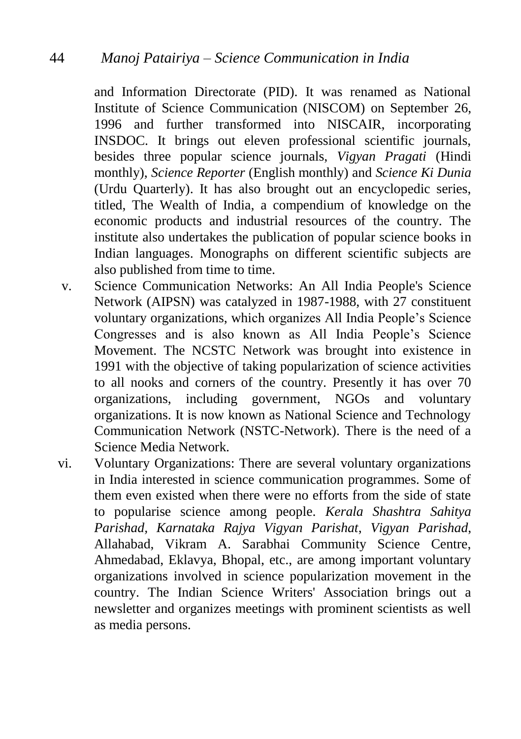and Information Directorate (PID). It was renamed as National Institute of Science Communication (NISCOM) on September 26, 1996 and further transformed into NISCAIR, incorporating INSDOC. It brings out eleven professional scientific journals, besides three popular science journals, *Vigyan Pragati* (Hindi monthly), *Science Reporter* (English monthly) and *Science Ki Dunia* (Urdu Quarterly). It has also brought out an encyclopedic series, titled, The Wealth of India, a compendium of knowledge on the economic products and industrial resources of the country. The institute also undertakes the publication of popular science books in Indian languages. Monographs on different scientific subjects are also published from time to time.

v. Science Communication Networks: An All India People's Science Network (AIPSN) was catalyzed in 1987-1988, with 27 constituent voluntary organizations, which organizes All India People's Science Congresses and is also known as All India People's Science Movement. The NCSTC Network was brought into existence in 1991 with the objective of taking popularization of science activities to all nooks and corners of the country. Presently it has over 70 organizations, including government, NGOs and voluntary organizations. It is now known as National Science and Technology Communication Network (NSTC-Network). There is the need of a Science Media Network.

vi. Voluntary Organizations: There are several voluntary organizations in India interested in science communication programmes. Some of them even existed when there were no efforts from the side of state to popularise science among people. *Kerala Shashtra Sahitya Parishad*, *Karnataka Rajya Vigyan Parishat*, *Vigyan Parishad*, Allahabad, Vikram A. Sarabhai Community Science Centre, Ahmedabad, Eklavya, Bhopal, etc., are among important voluntary organizations involved in science popularization movement in the country. The Indian Science Writers' Association brings out a newsletter and organizes meetings with prominent scientists as well as media persons.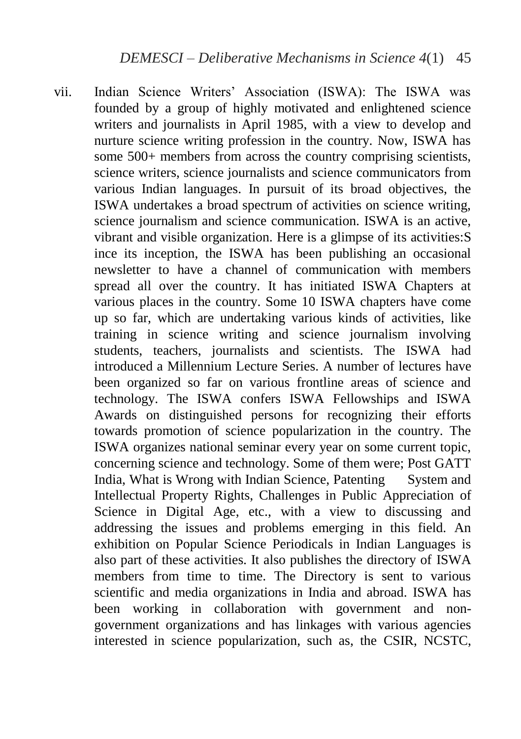vii. Indian Science Writers' Association (ISWA): The ISWA was founded by a group of highly motivated and enlightened science writers and journalists in April 1985, with a view to develop and nurture science writing profession in the country. Now, ISWA has some 500+ members from across the country comprising scientists, science writers, science journalists and science communicators from various Indian languages. In pursuit of its broad objectives, the ISWA undertakes a broad spectrum of activities on science writing, science journalism and science communication. ISWA is an active, vibrant and visible organization. Here is a glimpse of its activities:S ince its inception, the ISWA has been publishing an occasional newsletter to have a channel of communication with members spread all over the country. It has initiated ISWA Chapters at various places in the country. Some 10 ISWA chapters have come up so far, which are undertaking various kinds of activities, like training in science writing and science journalism involving students, teachers, journalists and scientists. The ISWA had introduced a Millennium Lecture Series. A number of lectures have been organized so far on various frontline areas of science and technology. The ISWA confers ISWA Fellowships and ISWA Awards on distinguished persons for recognizing their efforts towards promotion of science popularization in the country. The ISWA organizes national seminar every year on some current topic, concerning science and technology. Some of them were; Post GATT India, What is Wrong with Indian Science, Patenting System and Intellectual Property Rights, Challenges in Public Appreciation of Science in Digital Age, etc., with a view to discussing and addressing the issues and problems emerging in this field. An exhibition on Popular Science Periodicals in Indian Languages is also part of these activities. It also publishes the directory of ISWA members from time to time. The Directory is sent to various scientific and media organizations in India and abroad. ISWA has been working in collaboration with government and non-government organizations and has linkages with various agencies interested in science popularization, such as, the CSIR, NCSTC,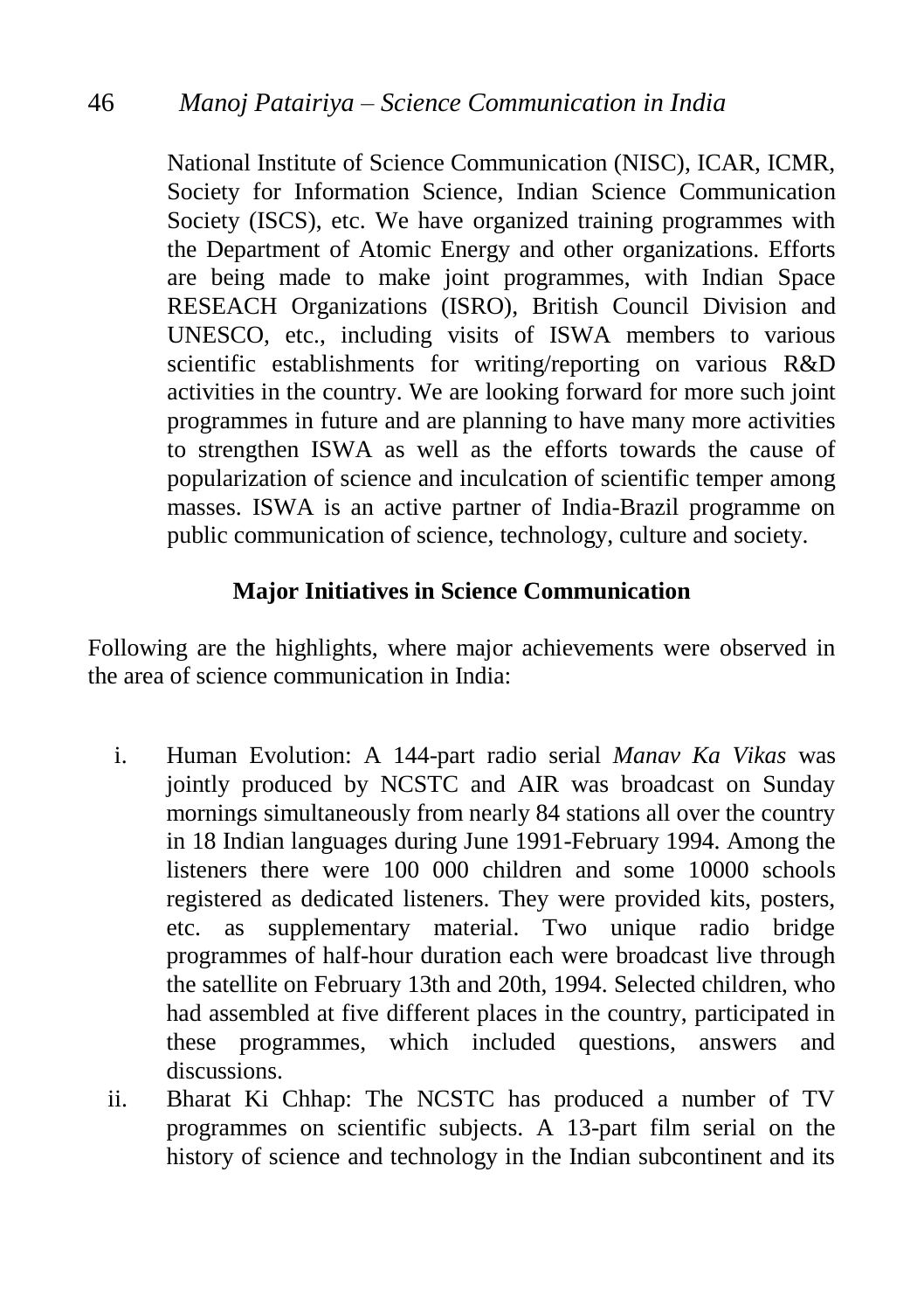National Institute of Science Communication (NISC), ICAR, ICMR, Society for Information Science, Indian Science Communication Society (ISCS), etc. We have organized training programmes with the Department of Atomic Energy and other organizations. Efforts are being made to make joint programmes, with Indian Space RESEACH Organizations (ISRO), British Council Division and UNESCO, etc., including visits of ISWA members to various scientific establishments for writing/reporting on various R&D activities in the country. We are looking forward for more such joint programmes in future and are planning to have many more activities to strengthen ISWA as well as the efforts towards the cause of popularization of science and inculcation of scientific temper among masses. ISWA is an active partner of India-Brazil programme on public communication of science, technology, culture and society.

**Major Initiatives in Science Communication**

Following are the highlights, where major achievements were observed in the area of science communication in India:

i. Human Evolution: A 144-part radio serial *Manav Ka Vikas* was jointly produced by NCSTC and AIR was broadcast on Sunday mornings simultaneously from nearly 84 stations all over the country in 18 Indian languages during June 1991-February 1994. Among the listeners there were 100 000 children and some 10000 schools registered as dedicated listeners. They were provided kits, posters, etc. as supplementary material. Two unique radio bridge programmes of half-hour duration each were broadcast live through the satellite on February 13th and 20th, 1994. Selected children, who had assembled at five different places in the country, participated in these programmes, which included questions, answers and discussions.

ii. Bharat Ki Chhap: The NCSTC has produced a number of TV programmes on scientific subjects. A 13-part film serial on the history of science and technology in the Indian subcontinent and its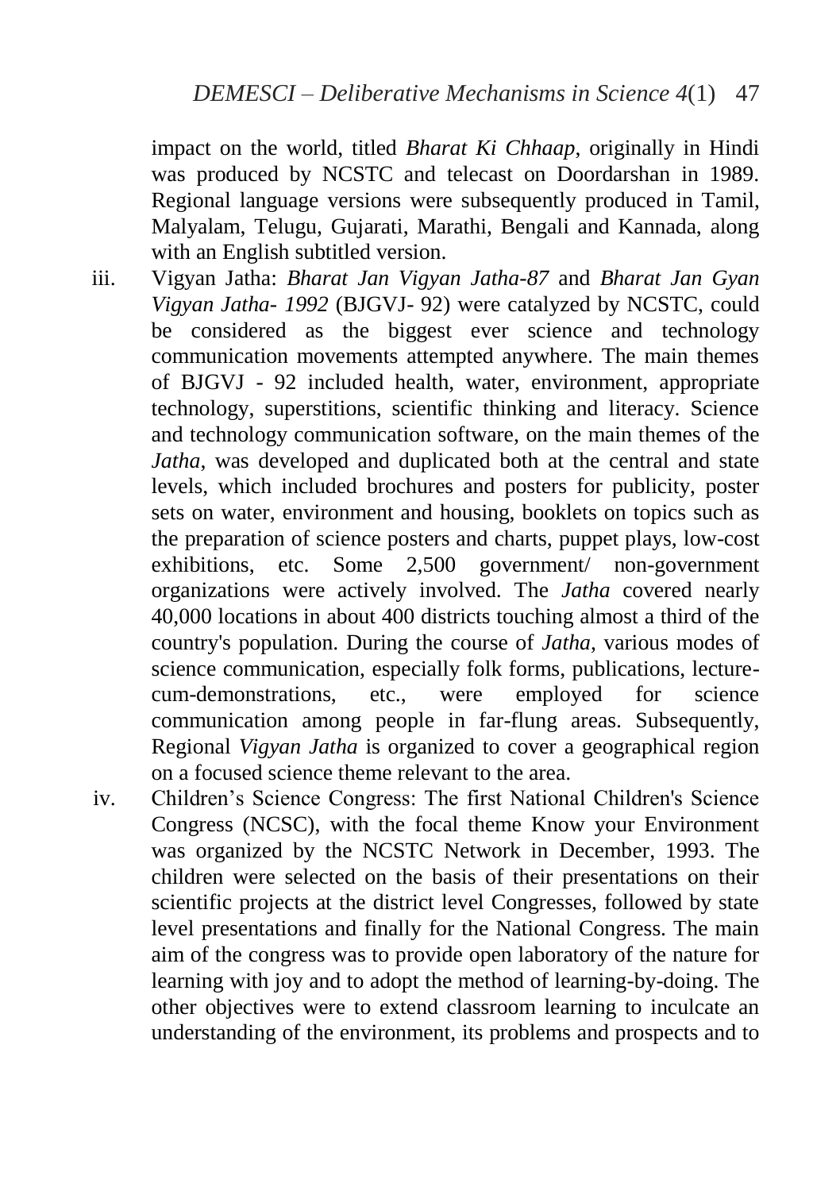impact on the world, titled *Bharat Ki Chhaap*, originally in Hindi was produced by NCSTC and telecast on Doordarshan in 1989. Regional language versions were subsequently produced in Tamil, Malyalam, Telugu, Gujarati, Marathi, Bengali and Kannada, along with an English subtitled version.

iii. Vigyan Jatha: *Bharat Jan Vigyan Jatha-87* and *Bharat Jan Gyan Vigyan Jatha- 1992* (BJGVJ- 92) were catalyzed by NCSTC, could be considered as the biggest ever science and technology communication movements attempted anywhere. The main themes of BJGVJ - 92 included health, water, environment, appropriate technology, superstitions, scientific thinking and literacy. Science and technology communication software, on the main themes of the *Jatha*, was developed and duplicated both at the central and state levels, which included brochures and posters for publicity, poster sets on water, environment and housing, booklets on topics such as the preparation of science posters and charts, puppet plays, low-cost exhibitions, etc. Some 2,500 government/ non-government organizations were actively involved. The *Jatha* covered nearly 40,000 locations in about 400 districts touching almost a third of the country's population. During the course of *Jatha*, various modes of science communication, especially folk forms, publications, lecture-cum-demonstrations, etc., were employed for science communication among people in far-flung areas. Subsequently, Regional *Vigyan Jatha* is organized to cover a geographical region on a focused science theme relevant to the area.

iv. Children's Science Congress: The first National Children's Science Congress (NCSC), with the focal theme Know your Environment was organized by the NCSTC Network in December, 1993. The children were selected on the basis of their presentations on their scientific projects at the district level Congresses, followed by state level presentations and finally for the National Congress. The main aim of the congress was to provide open laboratory of the nature for learning with joy and to adopt the method of learning-by-doing. The other objectives were to extend classroom learning to inculcate an understanding of the environment, its problems and prospects and to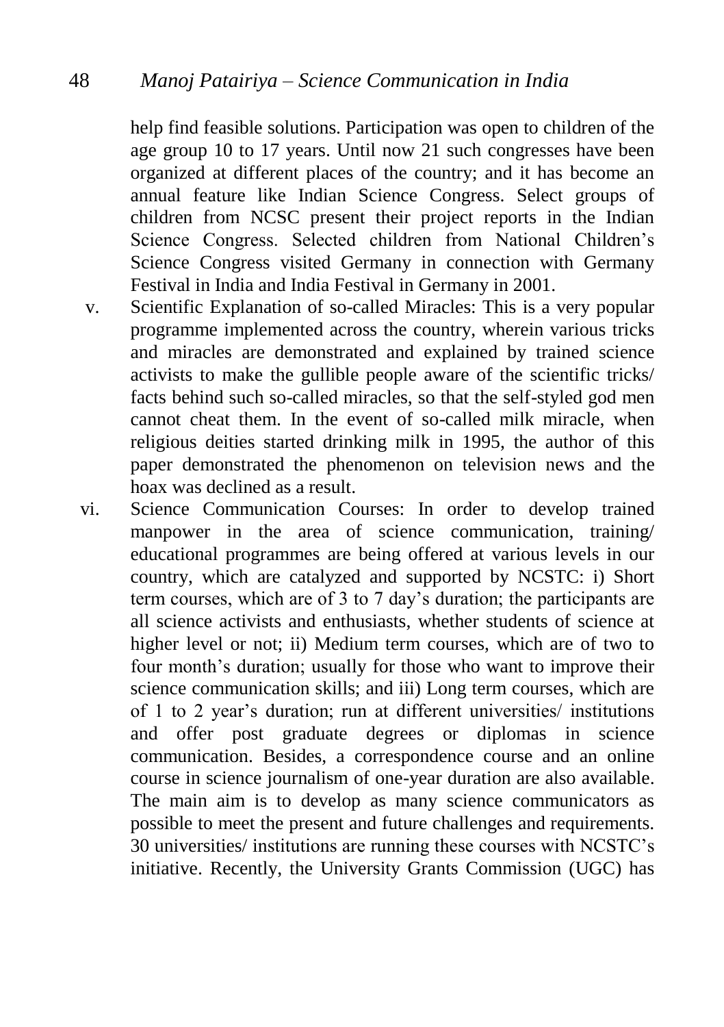help find feasible solutions. Participation was open to children of the age group 10 to 17 years. Until now 21 such congresses have been organized at different places of the country; and it has become an annual feature like Indian Science Congress. Select groups of children from NCSC present their project reports in the Indian Science Congress. Selected children from National Children's Science Congress visited Germany in connection with Germany Festival in India and India Festival in Germany in 2001.

v. Scientific Explanation of so-called Miracles: This is a very popular programme implemented across the country, wherein various tricks and miracles are demonstrated and explained by trained science activists to make the gullible people aware of the scientific tricks/ facts behind such so-called miracles, so that the self-styled god men cannot cheat them. In the event of so-called milk miracle, when religious deities started drinking milk in 1995, the author of this paper demonstrated the phenomenon on television news and the hoax was declined as a result.

vi. Science Communication Courses: In order to develop trained manpower in the area of science communication, training/ educational programmes are being offered at various levels in our country, which are catalyzed and supported by NCSTC: i) Short term courses, which are of 3 to 7 day's duration; the participants are all science activists and enthusiasts, whether students of science at higher level or not; ii) Medium term courses, which are of two to four month's duration; usually for those who want to improve their science communication skills; and iii) Long term courses, which are of 1 to 2 year's duration; run at different universities/ institutions and offer post graduate degrees or diplomas in science communication. Besides, a correspondence course and an online course in science journalism of one-year duration are also available. The main aim is to develop as many science communicators as possible to meet the present and future challenges and requirements. 30 universities/ institutions are running these courses with NCSTC's initiative. Recently, the University Grants Commission (UGC) has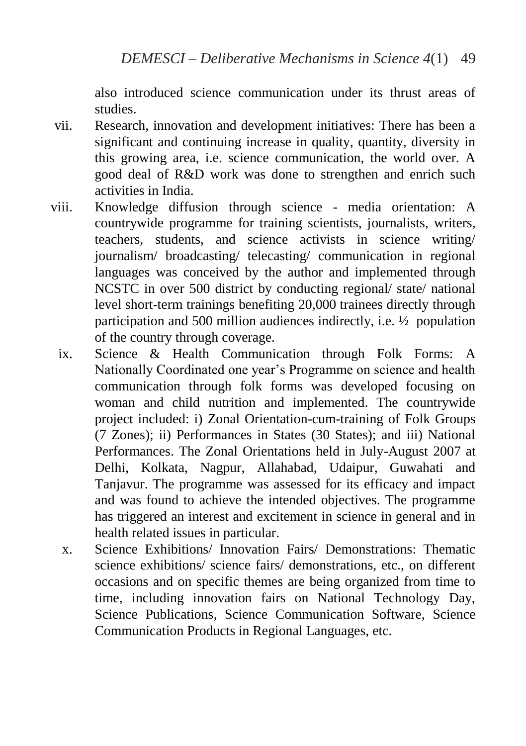also introduced science communication under its thrust areas of studies.

vii. Research, innovation and development initiatives: There has been a significant and continuing increase in quality, quantity, diversity in this growing area, i.e. science communication, the world over. A good deal of R&D work was done to strengthen and enrich such activities in India.

viii. Knowledge diffusion through science - media orientation: A countrywide programme for training scientists, journalists, writers, teachers, students, and science activists in science writing/ journalism/ broadcasting/ telecasting/ communication in regional languages was conceived by the author and implemented through NCSTC in over 500 district by conducting regional/ state/ national level short-term trainings benefiting 20,000 trainees directly through participation and 500 million audiences indirectly, i.e. ½ population of the country through coverage.

ix. Science & Health Communication through Folk Forms: A Nationally Coordinated one year's Programme on science and health communication through folk forms was developed focusing on woman and child nutrition and implemented. The countrywide project included: i) Zonal Orientation-cum-training of Folk Groups (7 Zones); ii) Performances in States (30 States); and iii) National Performances. The Zonal Orientations held in July-August 2007 at Delhi, Kolkata, Nagpur, Allahabad, Udaipur, Guwahati and Tanjavur. The programme was assessed for its efficacy and impact and was found to achieve the intended objectives. The programme has triggered an interest and excitement in science in general and in health related issues in particular.

x. Science Exhibitions/ Innovation Fairs/ Demonstrations: Thematic science exhibitions/ science fairs/ demonstrations, etc., on different occasions and on specific themes are being organized from time to time, including innovation fairs on National Technology Day, Science Publications, Science Communication Software, Science Communication Products in Regional Languages, etc.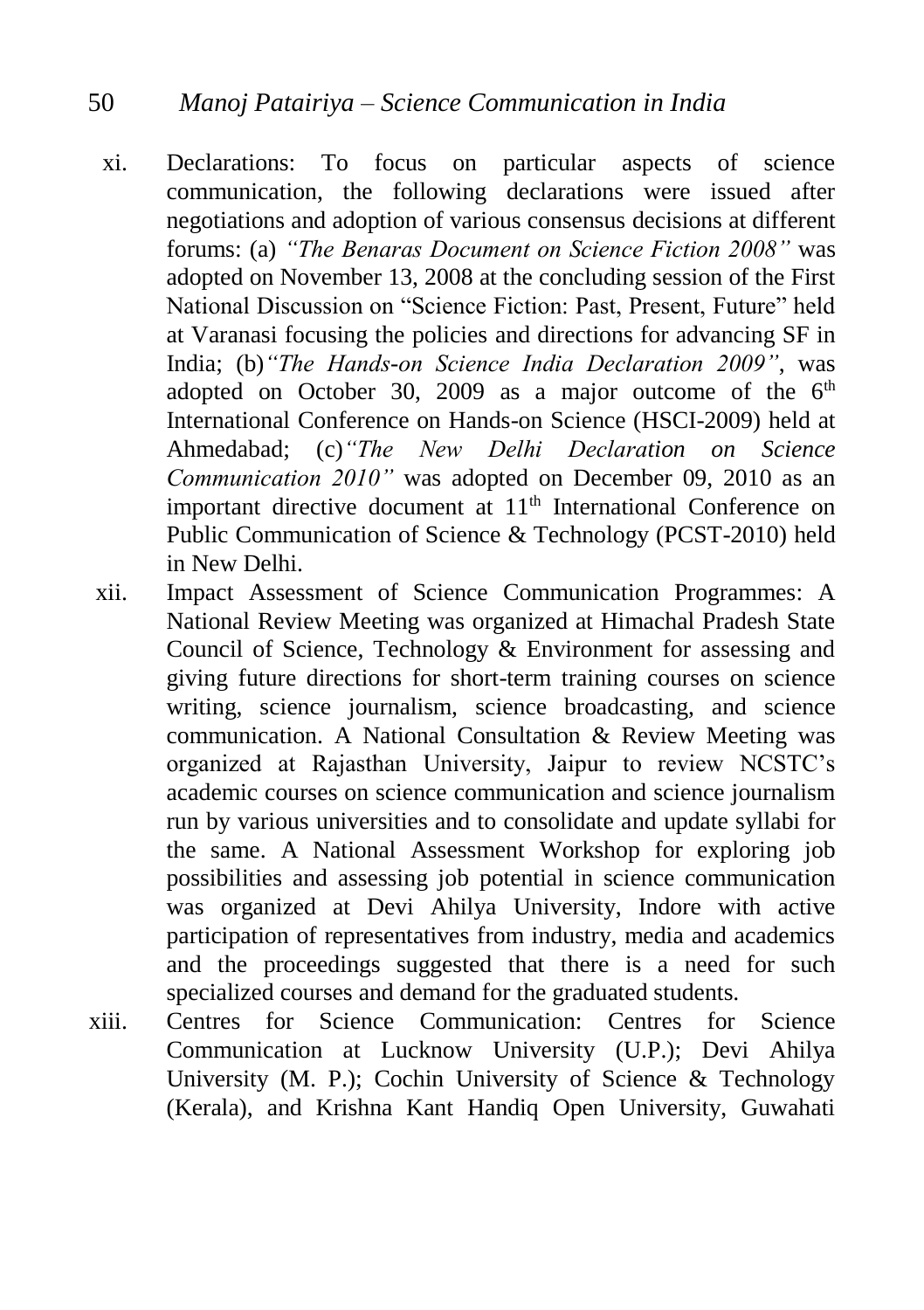xi. Declarations: To focus on particular aspects of science communication, the following declarations were issued after negotiations and adoption of various consensus decisions at different forums: (a) *"The Benaras Document on Science Fiction 2008"* was adopted on November 13, 2008 at the concluding session of the First National Discussion on "Science Fiction: Past, Present, Future" held at Varanasi focusing the policies and directions for advancing SF in India; (b)*"The Hands-on Science India Declaration 2009"*, was adopted on October 30, 2009 as a major outcome of the 6th International Conference on Hands-on Science (HSCI-2009) held at Ahmedabad; (c)*"The New Delhi Declaration on Science Communication 2010"* was adopted on December 09, 2010 as an important directive document at 11th International Conference on Public Communication of Science & Technology (PCST-2010) held in New Delhi.

xii. Impact Assessment of Science Communication Programmes: A National Review Meeting was organized at Himachal Pradesh State Council of Science, Technology & Environment for assessing and giving future directions for short-term training courses on science writing, science journalism, science broadcasting, and science communication. A National Consultation & Review Meeting was organized at Rajasthan University, Jaipur to review NCSTC's academic courses on science communication and science journalism run by various universities and to consolidate and update syllabi for the same. A National Assessment Workshop for exploring job possibilities and assessing job potential in science communication was organized at Devi Ahilya University, Indore with active participation of representatives from industry, media and academics and the proceedings suggested that there is a need for such specialized courses and demand for the graduated students.

xiii. Centres for Science Communication: Centres for Science Communication at Lucknow University (U.P.); Devi Ahilya University (M. P.); Cochin University of Science & Technology (Kerala), and Krishna Kant Handiq Open University, Guwahati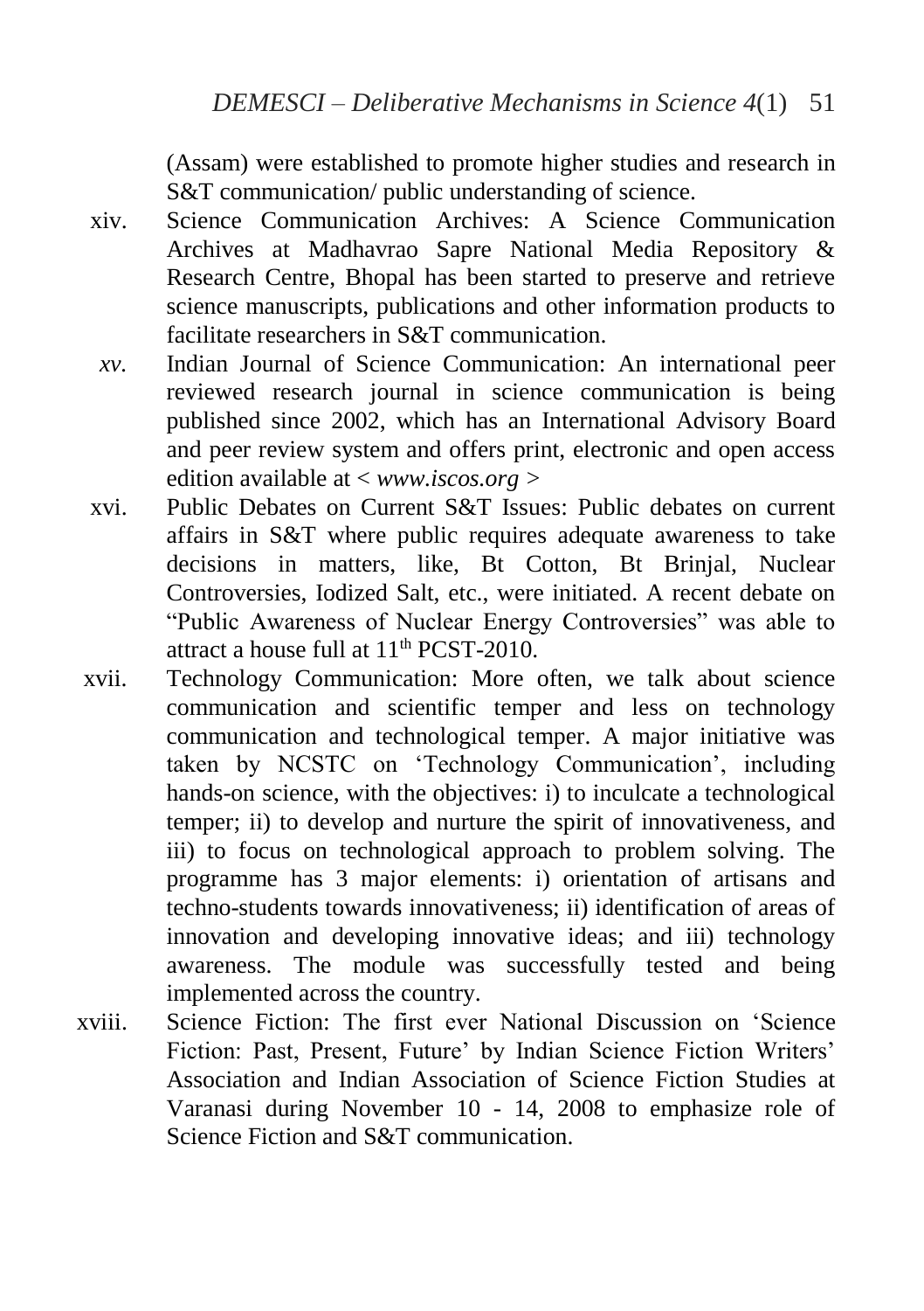(Assam) were established to promote higher studies and research in S&T communication/ public understanding of science.

xiv. Science Communication Archives: A Science Communication Archives at Madhavrao Sapre National Media Repository & Research Centre, Bhopal has been started to preserve and retrieve science manuscripts, publications and other information products to facilitate researchers in S&T communication.

*xv.* Indian Journal of Science Communication: An international peer reviewed research journal in science communication is being published since 2002, which has an International Advisory Board and peer review system and offers print, electronic and open access edition available at < *www.iscos.org* >

xvi. Public Debates on Current S&T Issues: Public debates on current affairs in S&T where public requires adequate awareness to take decisions in matters, like, Bt Cotton, Bt Brinjal, Nuclear Controversies, Iodized Salt, etc., were initiated. A recent debate on "Public Awareness of Nuclear Energy Controversies" was able to attract a house full at 11th PCST-2010.

xvii. Technology Communication: More often, we talk about science communication and scientific temper and less on technology communication and technological temper. A major initiative was taken by NCSTC on 'Technology Communication', including hands-on science, with the objectives: i) to inculcate a technological temper; ii) to develop and nurture the spirit of innovativeness, and iii) to focus on technological approach to problem solving. The programme has 3 major elements: i) orientation of artisans and techno-students towards innovativeness; ii) identification of areas of innovation and developing innovative ideas; and iii) technology awareness. The module was successfully tested and being implemented across the country.

xviii. Science Fiction: The first ever National Discussion on 'Science Fiction: Past, Present, Future' by Indian Science Fiction Writers' Association and Indian Association of Science Fiction Studies at Varanasi during November 10 - 14, 2008 to emphasize role of Science Fiction and S&T communication.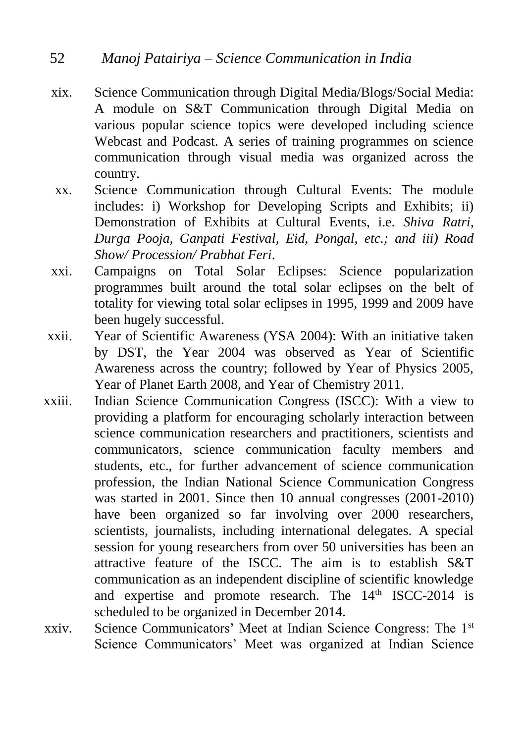xix. Science Communication through Digital Media/Blogs/Social Media: A module on S&T Communication through Digital Media on various popular science topics were developed including science Webcast and Podcast. A series of training programmes on science communication through visual media was organized across the country.

xx. Science Communication through Cultural Events: The module includes: i) Workshop for Developing Scripts and Exhibits; ii) Demonstration of Exhibits at Cultural Events, i.e. *Shiva Ratri, Durga Pooja, Ganpati Festival, Eid, Pongal, etc.; and iii) Road Show/ Procession/ Prabhat Feri*.

xxi. Campaigns on Total Solar Eclipses: Science popularization programmes built around the total solar eclipses on the belt of totality for viewing total solar eclipses in 1995, 1999 and 2009 have been hugely successful.

xxii. Year of Scientific Awareness (YSA 2004): With an initiative taken by DST, the Year 2004 was observed as Year of Scientific Awareness across the country; followed by Year of Physics 2005, Year of Planet Earth 2008, and Year of Chemistry 2011.

xxiii. Indian Science Communication Congress (ISCC): With a view to providing a platform for encouraging scholarly interaction between science communication researchers and practitioners, scientists and communicators, science communication faculty members and students, etc., for further advancement of science communication profession, the Indian National Science Communication Congress was started in 2001. Since then 10 annual congresses (2001-2010) have been organized so far involving over 2000 researchers, scientists, journalists, including international delegates. A special session for young researchers from over 50 universities has been an attractive feature of the ISCC. The aim is to establish S&T communication as an independent discipline of scientific knowledge and expertise and promote research. The 14th ISCC-2014 is scheduled to be organized in December 2014.

xxiv. Science Communicators' Meet at Indian Science Congress: The 1st Science Communicators' Meet was organized at Indian Science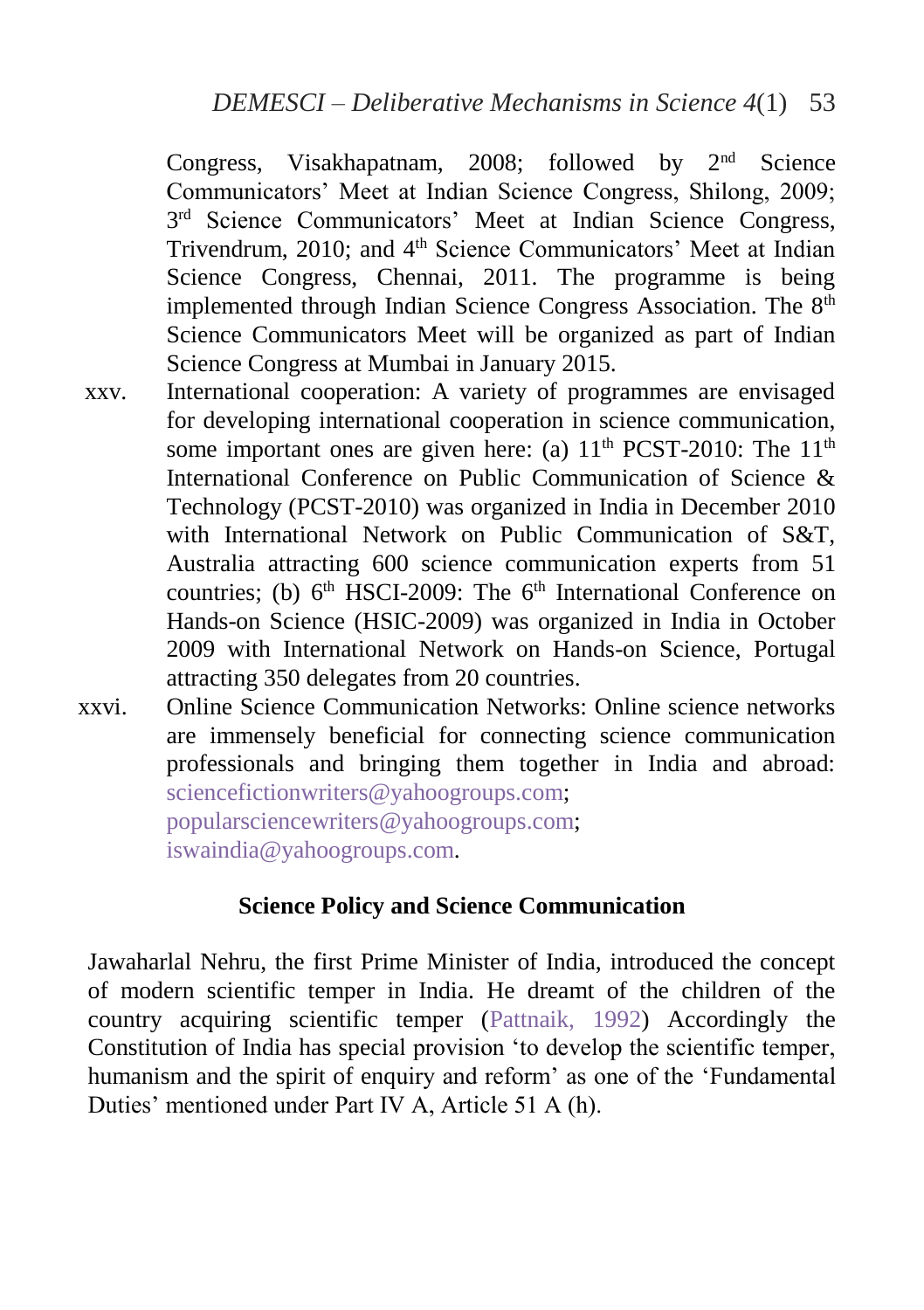Congress, Visakhapatnam, 2008; followed by 2nd Science Communicators' Meet at Indian Science Congress, Shilong, 2009; 3rd Science Communicators' Meet at Indian Science Congress, Trivendrum, 2010; and 4th Science Communicators' Meet at Indian Science Congress, Chennai, 2011. The programme is being implemented through Indian Science Congress Association. The 8th Science Communicators Meet will be organized as part of Indian Science Congress at Mumbai in January 2015.

xxv. International cooperation: A variety of programmes are envisaged for developing international cooperation in science communication, some important ones are given here: (a) 11th PCST-2010: The 11th International Conference on Public Communication of Science & Technology (PCST-2010) was organized in India in December 2010 with International Network on Public Communication of S&T, Australia attracting 600 science communication experts from 51 countries; (b) 6th HSCI-2009: The 6th International Conference on Hands-on Science (HSIC-2009) was organized in India in October 2009 with International Network on Hands-on Science, Portugal attracting 350 delegates from 20 countries.

xxvi. Online Science Communication Networks: Online science networks are immensely beneficial for connecting science communication professionals and bringing them together in India and abroad: sciencefictionwriters@yahoogroups.com; popularsciencewriters@yahoogroups.com; iswaindia@yahoogroups.com.

## Science Policy and Science Communication

Jawaharlal Nehru, the first Prime Minister of India, introduced the concept of modern scientific temper in India. He dreamt of the children of the country acquiring scientific temper (Pattnaik, 1992) Accordingly the Constitution of India has special provision 'to develop the scientific temper, humanism and the spirit of enquiry and reform' as one of the 'Fundamental Duties' mentioned under Part IV A, Article 51 A (h).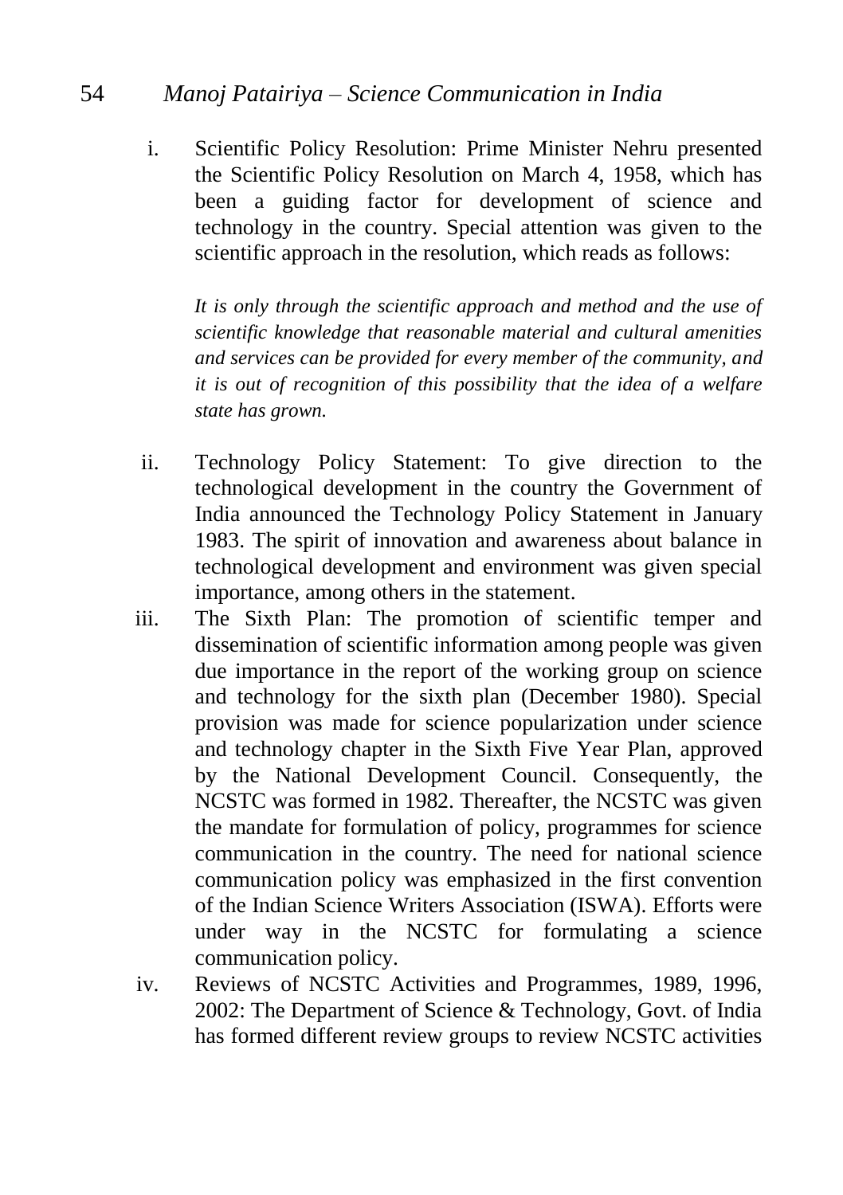i. Scientific Policy Resolution: Prime Minister Nehru presented the Scientific Policy Resolution on March 4, 1958, which has been a guiding factor for development of science and technology in the country. Special attention was given to the scientific approach in the resolution, which reads as follows:

   *It is only through the scientific approach and method and the use of scientific knowledge that reasonable material and cultural amenities and services can be provided for every member of the community, and it is out of recognition of this possibility that the idea of a welfare state has grown.*

ii. Technology Policy Statement: To give direction to the technological development in the country the Government of India announced the Technology Policy Statement in January 1983. The spirit of innovation and awareness about balance in technological development and environment was given special importance, among others in the statement.

iii. The Sixth Plan: The promotion of scientific temper and dissemination of scientific information among people was given due importance in the report of the working group on science and technology for the sixth plan (December 1980). Special provision was made for science popularization under science and technology chapter in the Sixth Five Year Plan, approved by the National Development Council. Consequently, the NCSTC was formed in 1982. Thereafter, the NCSTC was given the mandate for formulation of policy, programmes for science communication in the country. The need for national science communication policy was emphasized in the first convention of the Indian Science Writers Association (ISWA). Efforts were under way in the NCSTC for formulating a science communication policy.

iv. Reviews of NCSTC Activities and Programmes, 1989, 1996, 2002: The Department of Science & Technology, Govt. of India has formed different review groups to review NCSTC activities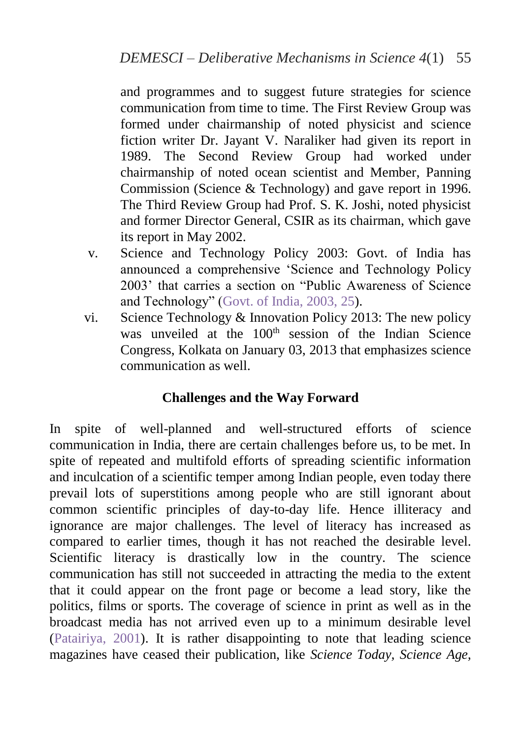and programmes and to suggest future strategies for science communication from time to time. The First Review Group was formed under chairmanship of noted physicist and science fiction writer Dr. Jayant V. Naraliker had given its report in 1989. The Second Review Group had worked under chairmanship of noted ocean scientist and Member, Panning Commission (Science & Technology) and gave report in 1996. The Third Review Group had Prof. S. K. Joshi, noted physicist and former Director General, CSIR as its chairman, which gave its report in May 2002.

v. Science and Technology Policy 2003: Govt. of India has announced a comprehensive 'Science and Technology Policy 2003' that carries a section on "Public Awareness of Science and Technology" (Govt. of India, 2003, 25).

vi. Science Technology & Innovation Policy 2013: The new policy was unveiled at the 100th session of the Indian Science Congress, Kolkata on January 03, 2013 that emphasizes science communication as well.

### Challenges and the Way Forward

In spite of well-planned and well-structured efforts of science communication in India, there are certain challenges before us, to be met. In spite of repeated and multifold efforts of spreading scientific information and inculcation of a scientific temper among Indian people, even today there prevail lots of superstitions among people who are still ignorant about common scientific principles of day-to-day life. Hence illiteracy and ignorance are major challenges. The level of literacy has increased as compared to earlier times, though it has not reached the desirable level. Scientific literacy is drastically low in the country. The science communication has still not succeeded in attracting the media to the extent that it could appear on the front page or become a lead story, like the politics, films or sports. The coverage of science in print as well as in the broadcast media has not arrived even up to a minimum desirable level (Patairiya, 2001). It is rather disappointing to note that leading science magazines have ceased their publication, like *Science Today*, *Science Age*,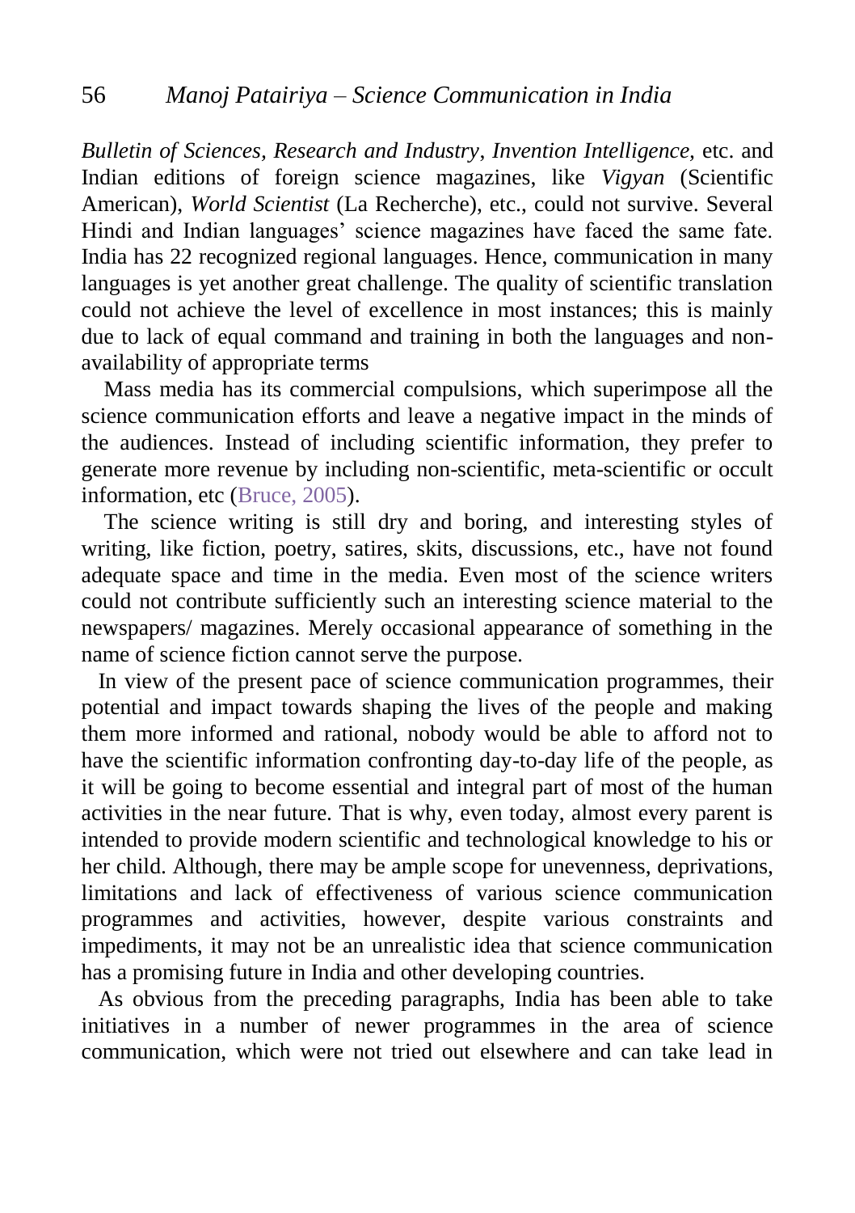*Bulletin of Sciences, Research and Industry*, *Invention Intelligence*, etc. and Indian editions of foreign science magazines, like *Vigyan* (Scientific American), *World Scientist* (La Recherche), etc., could not survive. Several Hindi and Indian languages' science magazines have faced the same fate. India has 22 recognized regional languages. Hence, communication in many languages is yet another great challenge. The quality of scientific translation could not achieve the level of excellence in most instances; this is mainly due to lack of equal command and training in both the languages and non-availability of appropriate terms

Mass media has its commercial compulsions, which superimpose all the science communication efforts and leave a negative impact in the minds of the audiences. Instead of including scientific information, they prefer to generate more revenue by including non-scientific, meta-scientific or occult information, etc (Bruce, 2005).

The science writing is still dry and boring, and interesting styles of writing, like fiction, poetry, satires, skits, discussions, etc., have not found adequate space and time in the media. Even most of the science writers could not contribute sufficiently such an interesting science material to the newspapers/ magazines. Merely occasional appearance of something in the name of science fiction cannot serve the purpose.

In view of the present pace of science communication programmes, their potential and impact towards shaping the lives of the people and making them more informed and rational, nobody would be able to afford not to have the scientific information confronting day-to-day life of the people, as it will be going to become essential and integral part of most of the human activities in the near future. That is why, even today, almost every parent is intended to provide modern scientific and technological knowledge to his or her child. Although, there may be ample scope for unevenness, deprivations, limitations and lack of effectiveness of various science communication programmes and activities, however, despite various constraints and impediments, it may not be an unrealistic idea that science communication has a promising future in India and other developing countries.

As obvious from the preceding paragraphs, India has been able to take initiatives in a number of newer programmes in the area of science communication, which were not tried out elsewhere and can take lead in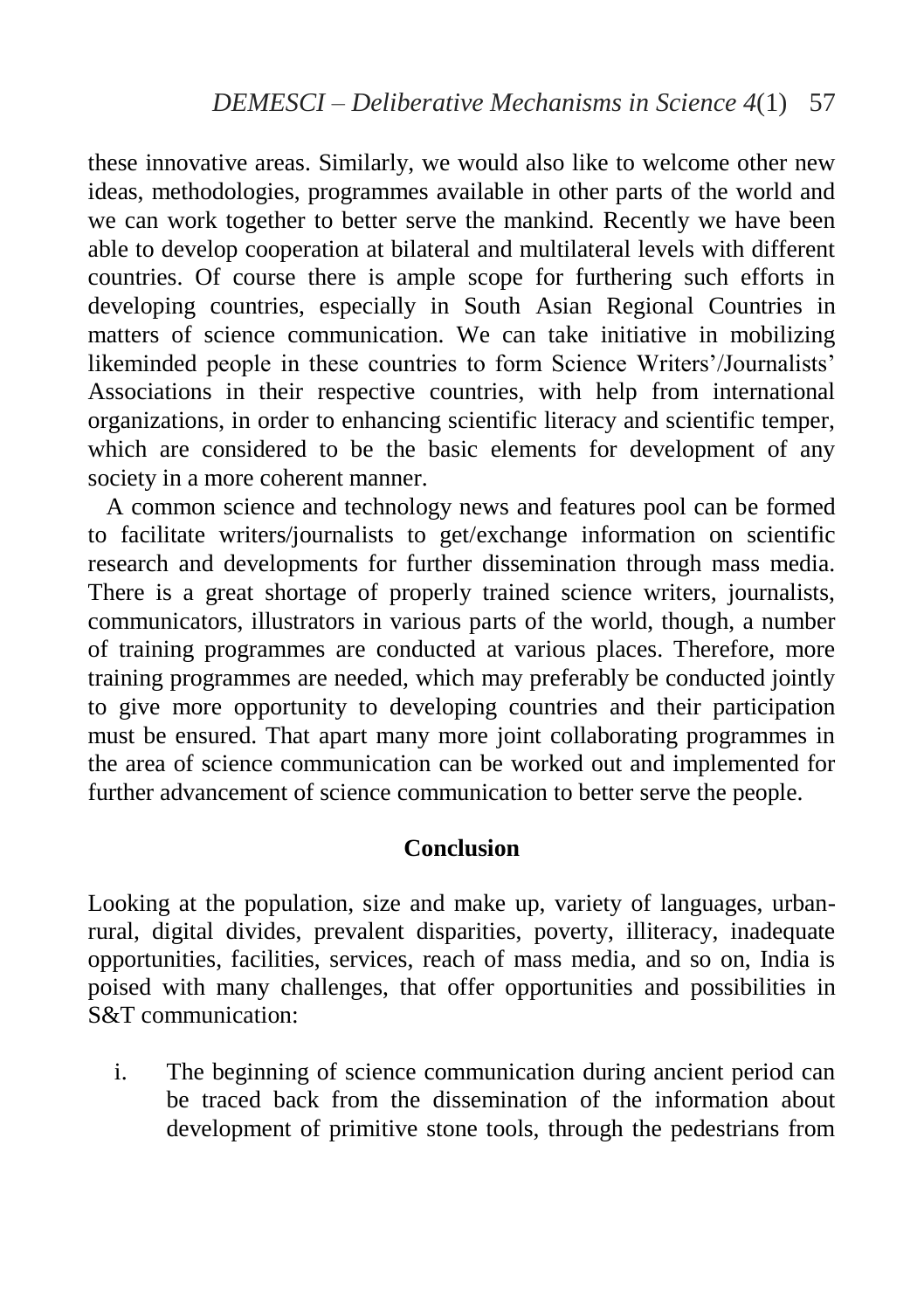these innovative areas. Similarly, we would also like to welcome other new ideas, methodologies, programmes available in other parts of the world and we can work together to better serve the mankind. Recently we have been able to develop cooperation at bilateral and multilateral levels with different countries. Of course there is ample scope for furthering such efforts in developing countries, especially in South Asian Regional Countries in matters of science communication. We can take initiative in mobilizing likeminded people in these countries to form Science Writers'/Journalists' Associations in their respective countries, with help from international organizations, in order to enhancing scientific literacy and scientific temper, which are considered to be the basic elements for development of any society in a more coherent manner.

A common science and technology news and features pool can be formed to facilitate writers/journalists to get/exchange information on scientific research and developments for further dissemination through mass media. There is a great shortage of properly trained science writers, journalists, communicators, illustrators in various parts of the world, though, a number of training programmes are conducted at various places. Therefore, more training programmes are needed, which may preferably be conducted jointly to give more opportunity to developing countries and their participation must be ensured. That apart many more joint collaborating programmes in the area of science communication can be worked out and implemented for further advancement of science communication to better serve the people.

## Conclusion

Looking at the population, size and make up, variety of languages, urban-rural, digital divides, prevalent disparities, poverty, illiteracy, inadequate opportunities, facilities, services, reach of mass media, and so on, India is poised with many challenges, that offer opportunities and possibilities in S&T communication:

i. The beginning of science communication during ancient period can be traced back from the dissemination of the information about development of primitive stone tools, through the pedestrians from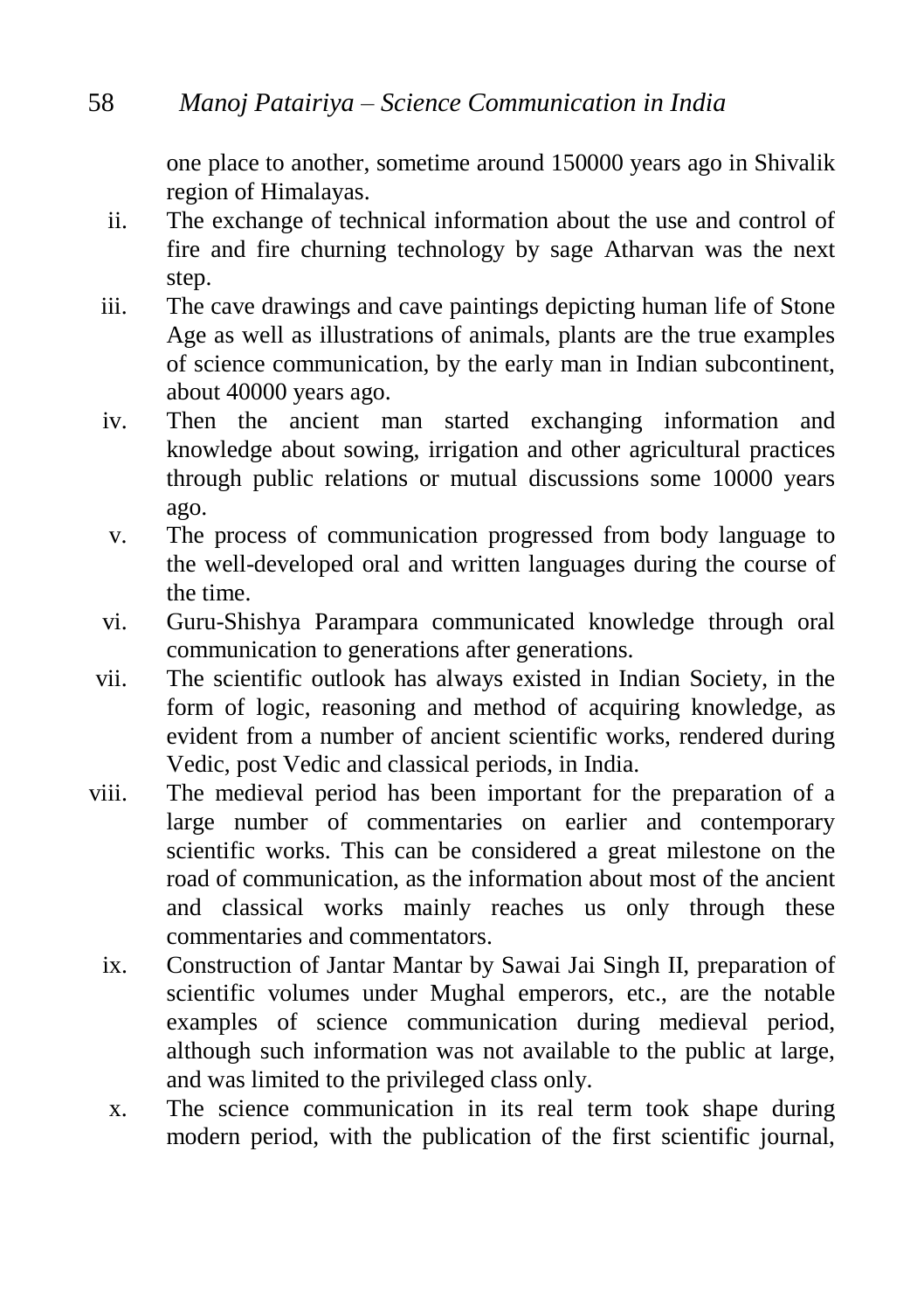one place to another, sometime around 150000 years ago in Shivalik region of Himalayas.

ii. The exchange of technical information about the use and control of fire and fire churning technology by sage Atharvan was the next step.

iii. The cave drawings and cave paintings depicting human life of Stone Age as well as illustrations of animals, plants are the true examples of science communication, by the early man in Indian subcontinent, about 40000 years ago.

iv. Then the ancient man started exchanging information and knowledge about sowing, irrigation and other agricultural practices through public relations or mutual discussions some 10000 years ago.

v. The process of communication progressed from body language to the well-developed oral and written languages during the course of the time.

vi. Guru-Shishya Parampara communicated knowledge through oral communication to generations after generations.

vii. The scientific outlook has always existed in Indian Society, in the form of logic, reasoning and method of acquiring knowledge, as evident from a number of ancient scientific works, rendered during Vedic, post Vedic and classical periods, in India.

viii. The medieval period has been important for the preparation of a large number of commentaries on earlier and contemporary scientific works. This can be considered a great milestone on the road of communication, as the information about most of the ancient and classical works mainly reaches us only through these commentaries and commentators.

ix. Construction of Jantar Mantar by Sawai Jai Singh II, preparation of scientific volumes under Mughal emperors, etc., are the notable examples of science communication during medieval period, although such information was not available to the public at large, and was limited to the privileged class only.

x. The science communication in its real term took shape during modern period, with the publication of the first scientific journal,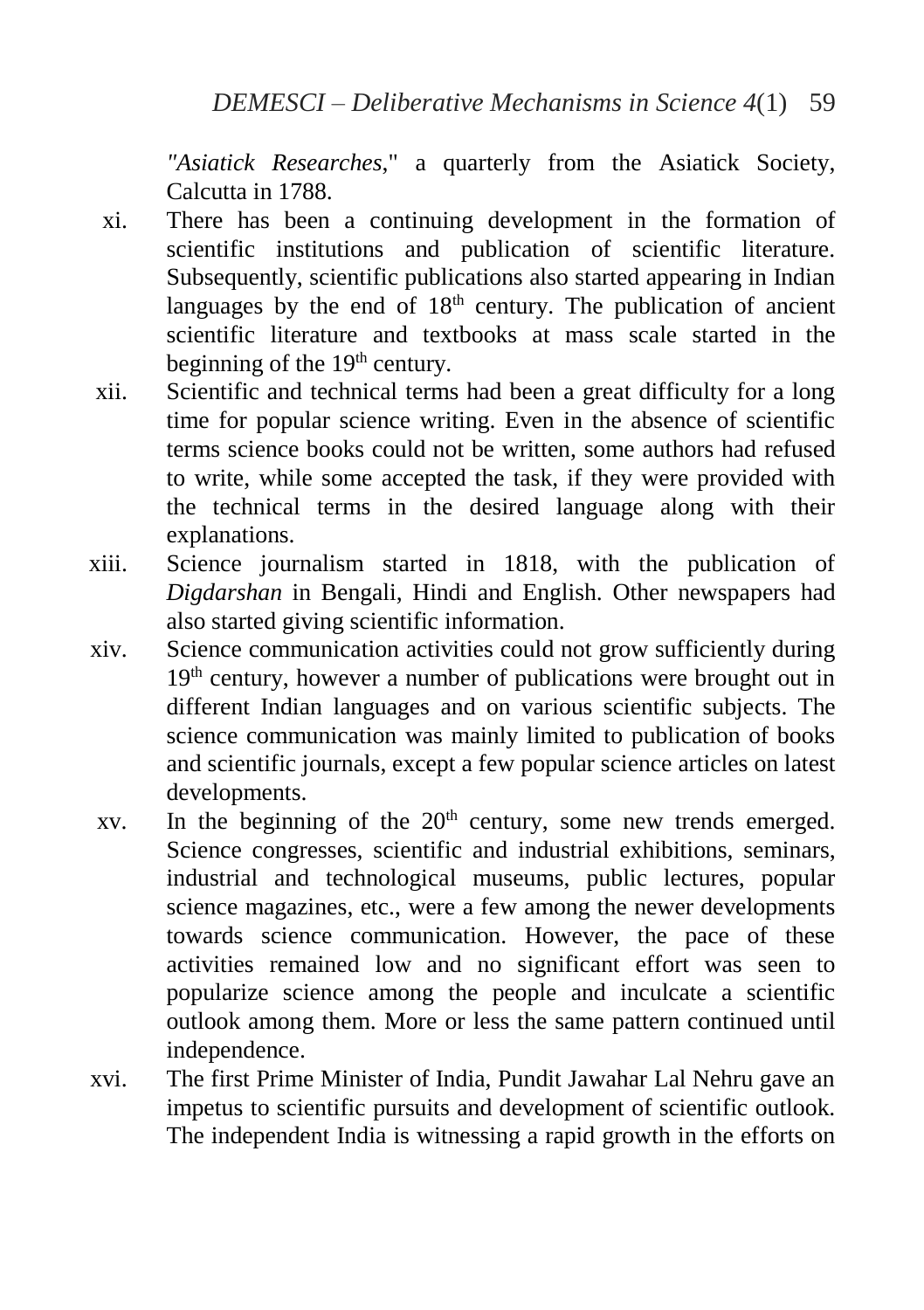"*Asiatick Researches*," a quarterly from the Asiatick Society, Calcutta in 1788.

xi. There has been a continuing development in the formation of scientific institutions and publication of scientific literature. Subsequently, scientific publications also started appearing in Indian languages by the end of 18th century. The publication of ancient scientific literature and textbooks at mass scale started in the beginning of the 19th century.

xii. Scientific and technical terms had been a great difficulty for a long time for popular science writing. Even in the absence of scientific terms science books could not be written, some authors had refused to write, while some accepted the task, if they were provided with the technical terms in the desired language along with their explanations.

xiii. Science journalism started in 1818, with the publication of *Digdarshan* in Bengali, Hindi and English. Other newspapers had also started giving scientific information.

xiv. Science communication activities could not grow sufficiently during 19th century, however a number of publications were brought out in different Indian languages and on various scientific subjects. The science communication was mainly limited to publication of books and scientific journals, except a few popular science articles on latest developments.

xv. In the beginning of the 20th century, some new trends emerged. Science congresses, scientific and industrial exhibitions, seminars, industrial and technological museums, public lectures, popular science magazines, etc., were a few among the newer developments towards science communication. However, the pace of these activities remained low and no significant effort was seen to popularize science among the people and inculcate a scientific outlook among them. More or less the same pattern continued until independence.

xvi. The first Prime Minister of India, Pundit Jawahar Lal Nehru gave an impetus to scientific pursuits and development of scientific outlook. The independent India is witnessing a rapid growth in the efforts on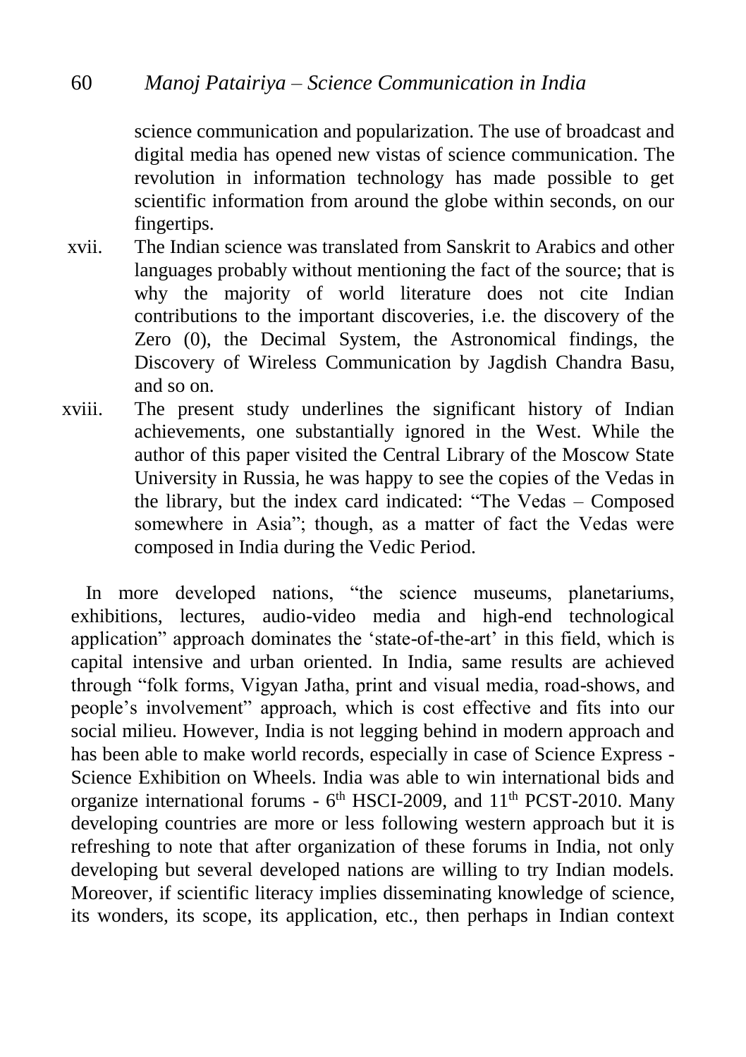science communication and popularization. The use of broadcast and digital media has opened new vistas of science communication. The revolution in information technology has made possible to get scientific information from around the globe within seconds, on our fingertips.

xvii. The Indian science was translated from Sanskrit to Arabics and other languages probably without mentioning the fact of the source; that is why the majority of world literature does not cite Indian contributions to the important discoveries, i.e. the discovery of the Zero (0), the Decimal System, the Astronomical findings, the Discovery of Wireless Communication by Jagdish Chandra Basu, and so on.

xviii. The present study underlines the significant history of Indian achievements, one substantially ignored in the West. While the author of this paper visited the Central Library of the Moscow State University in Russia, he was happy to see the copies of the Vedas in the library, but the index card indicated: "The Vedas – Composed somewhere in Asia"; though, as a matter of fact the Vedas were composed in India during the Vedic Period.

In more developed nations, "the science museums, planetariums, exhibitions, lectures, audio-video media and high-end technological application" approach dominates the 'state-of-the-art' in this field, which is capital intensive and urban oriented. In India, same results are achieved through "folk forms, Vigyan Jatha, print and visual media, road-shows, and people's involvement" approach, which is cost effective and fits into our social milieu. However, India is not legging behind in modern approach and has been able to make world records, especially in case of Science Express - Science Exhibition on Wheels. India was able to win international bids and organize international forums - 6th HSCI-2009, and 11th PCST-2010. Many developing countries are more or less following western approach but it is refreshing to note that after organization of these forums in India, not only developing but several developed nations are willing to try Indian models. Moreover, if scientific literacy implies disseminating knowledge of science, its wonders, its scope, its application, etc., then perhaps in Indian context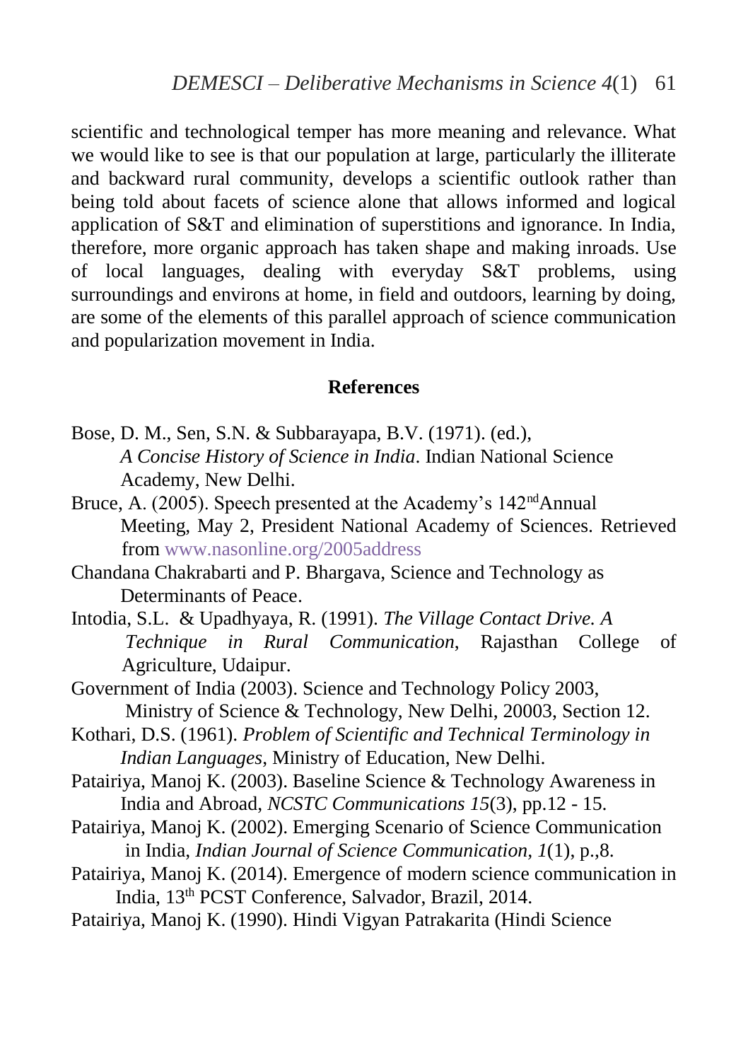scientific and technological temper has more meaning and relevance. What we would like to see is that our population at large, particularly the illiterate and backward rural community, develops a scientific outlook rather than being told about facets of science alone that allows informed and logical application of S&T and elimination of superstitions and ignorance. In India, therefore, more organic approach has taken shape and making inroads. Use of local languages, dealing with everyday S&T problems, using surroundings and environs at home, in field and outdoors, learning by doing, are some of the elements of this parallel approach of science communication and popularization movement in India.

## References

Bose, D. M., Sen, S.N. & Subbarayapa, B.V. (1971). (ed.), *A Concise History of Science in India*. Indian National Science Academy, New Delhi.

Bruce, A. (2005). Speech presented at the Academy's 142nd Annual Meeting, May 2, President National Academy of Sciences. Retrieved from www.nasonline.org/2005address

Chandana Chakrabarti and P. Bhargava, Science and Technology as Determinants of Peace.

Intodia, S.L. & Upadhyaya, R. (1991). *The Village Contact Drive. A Technique in Rural Communication*, Rajasthan College of Agriculture, Udaipur.

Government of India (2003). Science and Technology Policy 2003, Ministry of Science & Technology, New Delhi, 20003, Section 12.

Kothari, D.S. (1961). *Problem of Scientific and Technical Terminology in Indian Languages*, Ministry of Education, New Delhi.

Patairiya, Manoj K. (2003). Baseline Science & Technology Awareness in India and Abroad, *NCSTC Communications 15*(3), pp.12 - 15.

Patairiya, Manoj K. (2002). Emerging Scenario of Science Communication in India, *Indian Journal of Science Communication, 1*(1), p.,8.

Patairiya, Manoj K. (2014). Emergence of modern science communication in India, 13th PCST Conference, Salvador, Brazil, 2014.

Patairiya, Manoj K. (1990). Hindi Vigyan Patrakarita (Hindi Science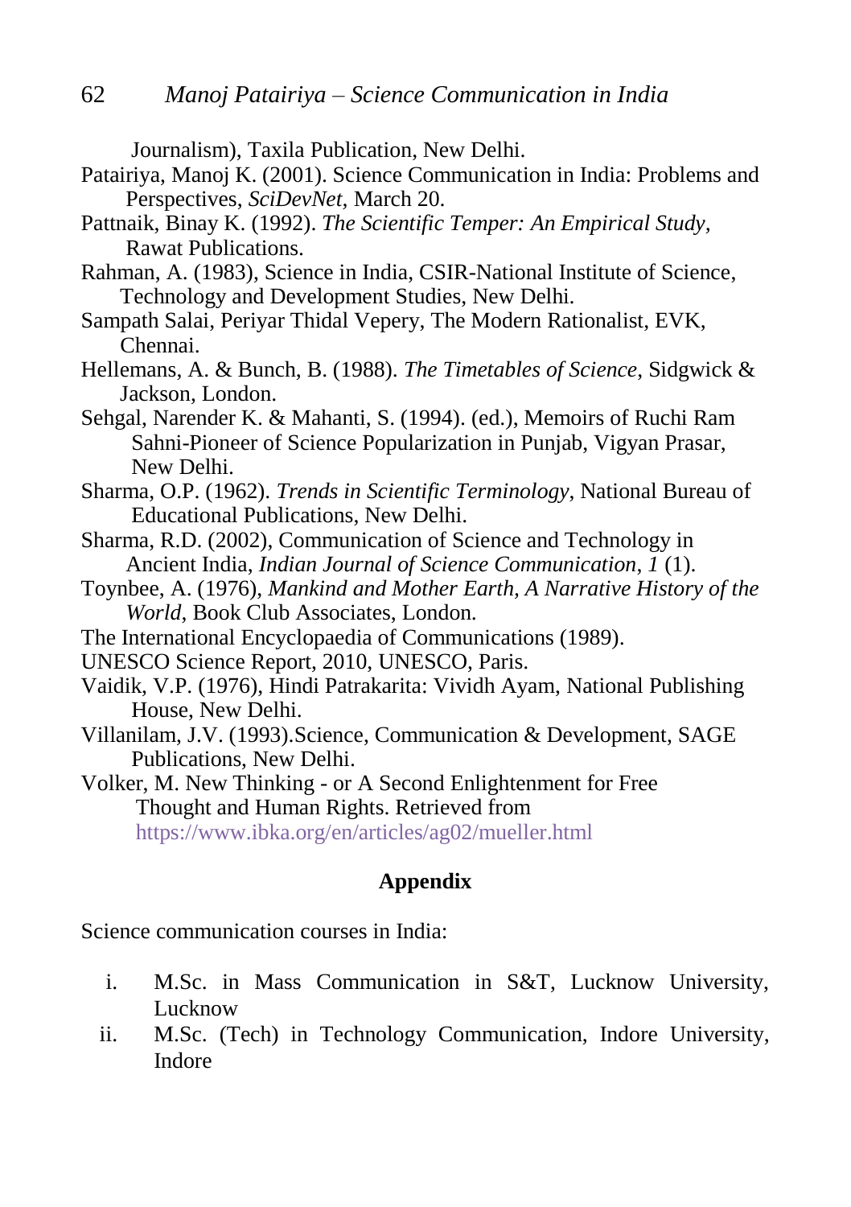Journalism), Taxila Publication, New Delhi.

Patairiya, Manoj K. (2001). Science Communication in India: Problems and Perspectives, *SciDevNet,* March 20.

Pattnaik, Binay K. (1992). *The Scientific Temper: An Empirical Study,* Rawat Publications.

Rahman, A. (1983), Science in India, CSIR-National Institute of Science, Technology and Development Studies, New Delhi.

Sampath Salai, Periyar Thidal Vepery, The Modern Rationalist, EVK, Chennai.

Hellemans, A. & Bunch, B. (1988). *The Timetables of Science,* Sidgwick & Jackson, London.

Sehgal, Narender K. & Mahanti, S. (1994). (ed.), Memoirs of Ruchi Ram Sahni-Pioneer of Science Popularization in Punjab, Vigyan Prasar, New Delhi.

Sharma, O.P. (1962). *Trends in Scientific Terminology*, National Bureau of Educational Publications, New Delhi.

Sharma, R.D. (2002), Communication of Science and Technology in Ancient India, *Indian Journal of Science Communication*, *1* (1).

Toynbee, A. (1976), *Mankind and Mother Earth, A Narrative History of the World*, Book Club Associates, London.

The International Encyclopaedia of Communications (1989).

UNESCO Science Report, 2010, UNESCO, Paris.

Vaidik, V.P. (1976), Hindi Patrakarita: Vividh Ayam, National Publishing House, New Delhi.

Villanilam, J.V. (1993).Science, Communication & Development, SAGE Publications, New Delhi.

Volker, M. New Thinking - or A Second Enlightenment for Free Thought and Human Rights. Retrieved from https://www.ibka.org/en/articles/ag02/mueller.html

## Appendix

Science communication courses in India:

i. M.Sc. in Mass Communication in S&T, Lucknow University, Lucknow
ii. M.Sc. (Tech) in Technology Communication, Indore University, Indore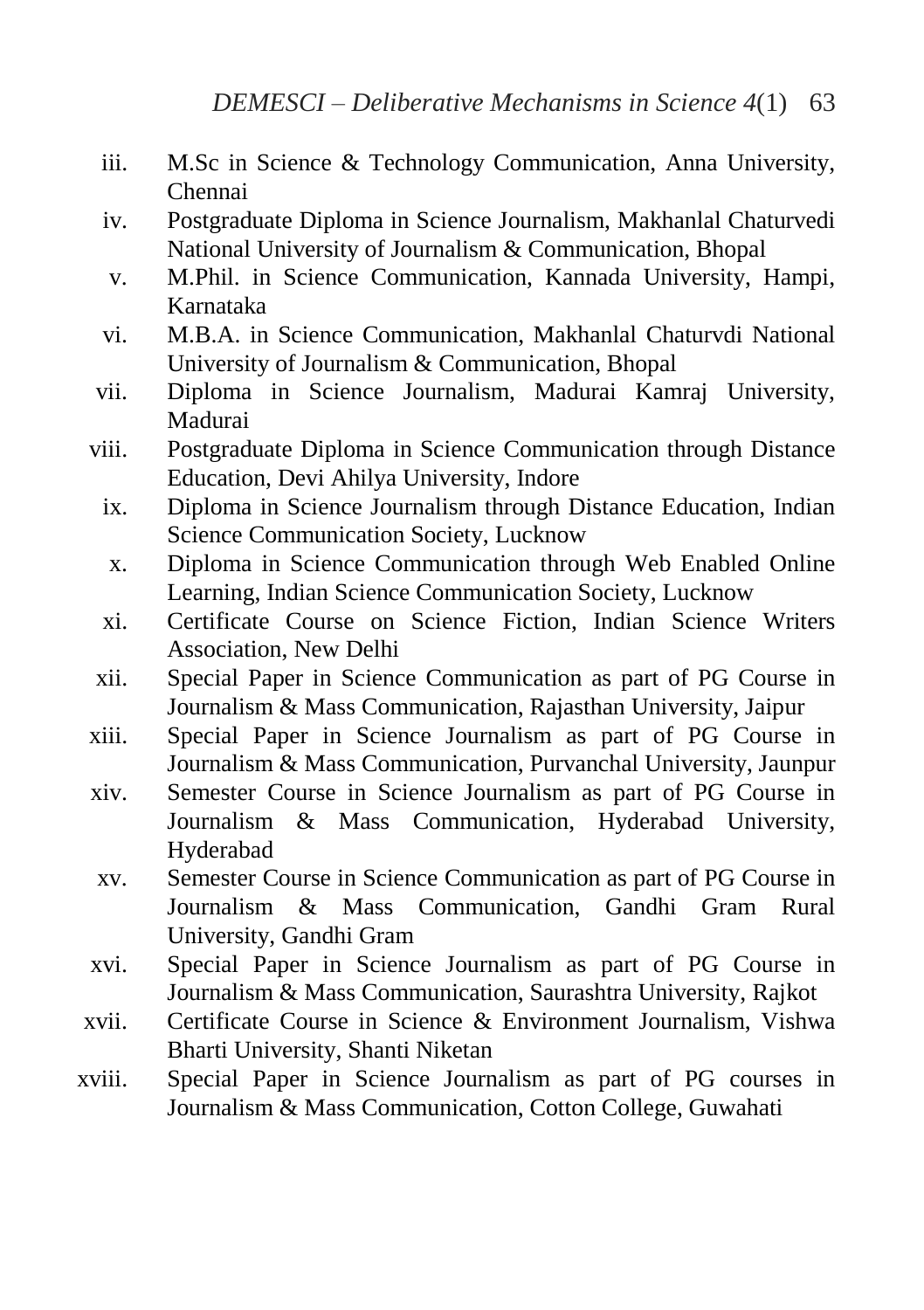- iii. M.Sc in Science & Technology Communication, Anna University, Chennai
- iv. Postgraduate Diploma in Science Journalism, Makhanlal Chaturvedi National University of Journalism & Communication, Bhopal
- v. M.Phil. in Science Communication, Kannada University, Hampi, Karnataka
- vi. M.B.A. in Science Communication, Makhanlal Chaturvdi National University of Journalism & Communication, Bhopal
- vii. Diploma in Science Journalism, Madurai Kamraj University, Madurai
- viii. Postgraduate Diploma in Science Communication through Distance Education, Devi Ahilya University, Indore
- ix. Diploma in Science Journalism through Distance Education, Indian Science Communication Society, Lucknow
- x. Diploma in Science Communication through Web Enabled Online Learning, Indian Science Communication Society, Lucknow
- xi. Certificate Course on Science Fiction, Indian Science Writers Association, New Delhi
- xii. Special Paper in Science Communication as part of PG Course in Journalism & Mass Communication, Rajasthan University, Jaipur
- xiii. Special Paper in Science Journalism as part of PG Course in Journalism & Mass Communication, Purvanchal University, Jaunpur
- xiv. Semester Course in Science Journalism as part of PG Course in Journalism & Mass Communication, Hyderabad University, Hyderabad
- xv. Semester Course in Science Communication as part of PG Course in Journalism & Mass Communication, Gandhi Gram Rural University, Gandhi Gram
- xvi. Special Paper in Science Journalism as part of PG Course in Journalism & Mass Communication, Saurashtra University, Rajkot
- xvii. Certificate Course in Science & Environment Journalism, Vishwa Bharti University, Shanti Niketan
- xviii. Special Paper in Science Journalism as part of PG courses in Journalism & Mass Communication, Cotton College, Guwahati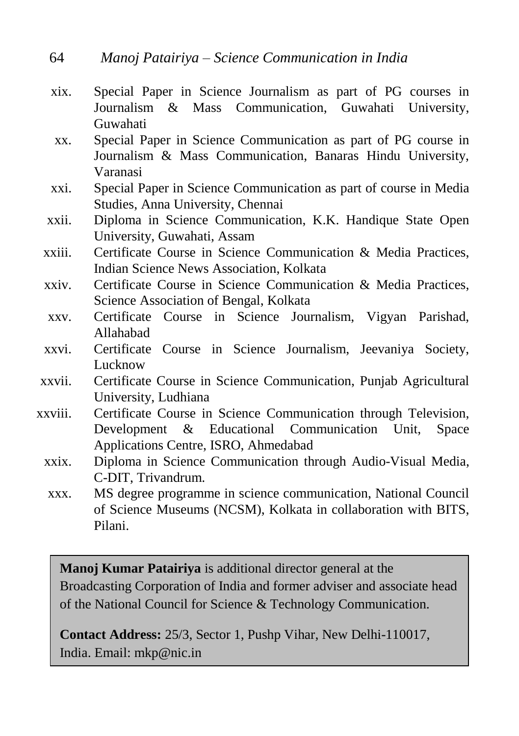xix. Special Paper in Science Journalism as part of PG courses in Journalism & Mass Communication, Guwahati University, Guwahati

xx. Special Paper in Science Communication as part of PG course in Journalism & Mass Communication, Banaras Hindu University, Varanasi

xxi. Special Paper in Science Communication as part of course in Media Studies, Anna University, Chennai

xxii. Diploma in Science Communication, K.K. Handique State Open University, Guwahati, Assam

xxiii. Certificate Course in Science Communication & Media Practices, Indian Science News Association, Kolkata

xxiv. Certificate Course in Science Communication & Media Practices, Science Association of Bengal, Kolkata

xxv. Certificate Course in Science Journalism, Vigyan Parishad, Allahabad

xxvi. Certificate Course in Science Journalism, Jeevaniya Society, Lucknow

xxvii. Certificate Course in Science Communication, Punjab Agricultural University, Ludhiana

xxviii. Certificate Course in Science Communication through Television, Development & Educational Communication Unit, Space Applications Centre, ISRO, Ahmedabad

xxix. Diploma in Science Communication through Audio-Visual Media, C-DIT, Trivandrum.

xxx. MS degree programme in science communication, National Council of Science Museums (NCSM), Kolkata in collaboration with BITS, Pilani.

**Manoj Kumar Patairiya** is additional director general at the Broadcasting Corporation of India and former adviser and associate head of the National Council for Science & Technology Communication.

**Contact Address:** 25/3, Sector 1, Pushp Vihar, New Delhi-110017, India. Email: mkp@nic.in